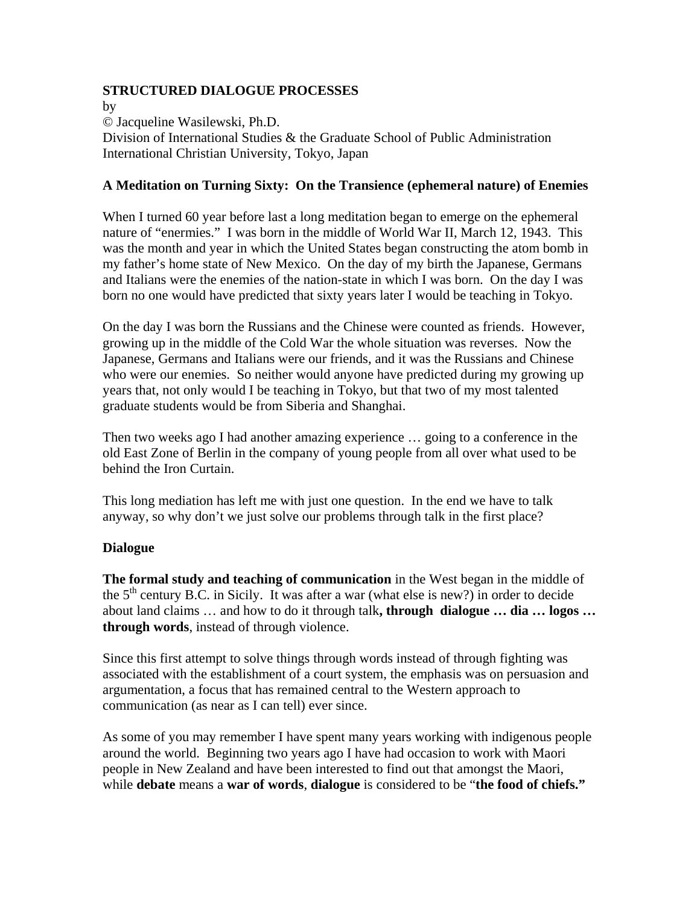**STRUCTURED DIALOGUE PROCESSES**

by

© Jacqueline Wasilewski, Ph.D.

Division of International Studies & the Graduate School of Public Administration
International Christian University, Tokyo, Japan

**A Meditation on Turning Sixty: On the Transience (ephemeral nature) of Enemies**

When I turned 60 year before last a long meditation began to emerge on the ephemeral nature of "enermies." I was born in the middle of World War II, March 12, 1943. This was the month and year in which the United States began constructing the atom bomb in my father's home state of New Mexico. On the day of my birth the Japanese, Germans and Italians were the enemies of the nation-state in which I was born. On the day I was born no one would have predicted that sixty years later I would be teaching in Tokyo.

On the day I was born the Russians and the Chinese were counted as friends. However, growing up in the middle of the Cold War the whole situation was reverses. Now the Japanese, Germans and Italians were our friends, and it was the Russians and Chinese who were our enemies. So neither would anyone have predicted during my growing up years that, not only would I be teaching in Tokyo, but that two of my most talented graduate students would be from Siberia and Shanghai.

Then two weeks ago I had another amazing experience … going to a conference in the old East Zone of Berlin in the company of young people from all over what used to be behind the Iron Curtain.

This long mediation has left me with just one question. In the end we have to talk anyway, so why don't we just solve our problems through talk in the first place?

**Dialogue**

**The formal study and teaching of communication** in the West began in the middle of the 5th century B.C. in Sicily. It was after a war (what else is new?) in order to decide about land claims … and how to do it through talk**, through dialogue … dia … logos … through words**, instead of through violence.

Since this first attempt to solve things through words instead of through fighting was associated with the establishment of a court system, the emphasis was on persuasion and argumentation, a focus that has remained central to the Western approach to communication (as near as I can tell) ever since.

As some of you may remember I have spent many years working with indigenous people around the world. Beginning two years ago I have had occasion to work with Maori people in New Zealand and have been interested to find out that amongst the Maori, while **debate** means a **war of words**, **dialogue** is considered to be "**the food of chiefs.**"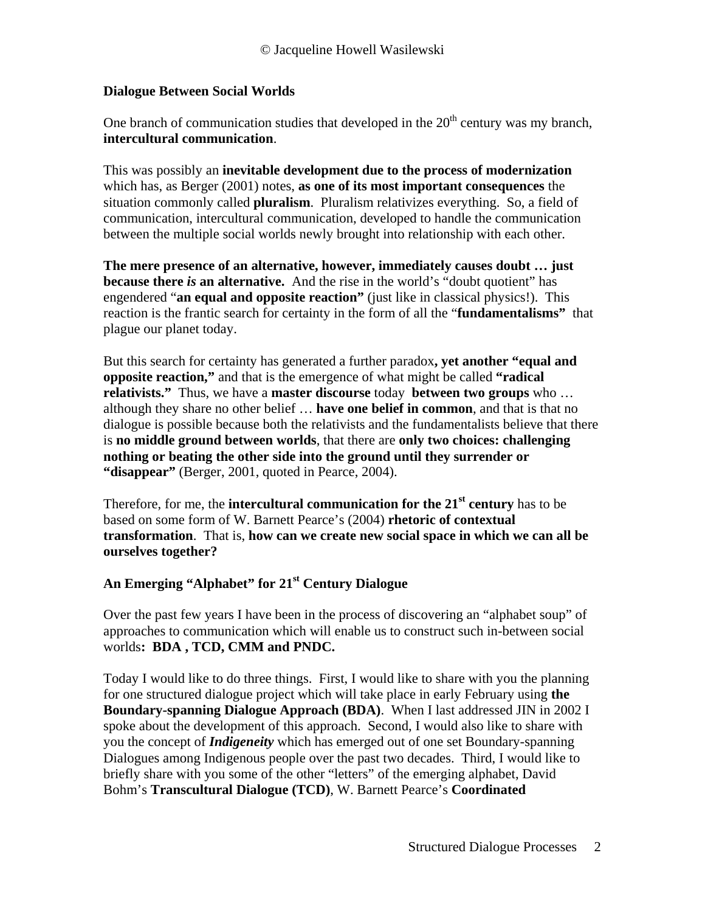## Dialogue Between Social Worlds

One branch of communication studies that developed in the 20th century was my branch, **intercultural communication**.

This was possibly an **inevitable development due to the process of modernization** which has, as Berger (2001) notes, **as one of its most important consequences** the situation commonly called **pluralism**. Pluralism relativizes everything. So, a field of communication, intercultural communication, developed to handle the communication between the multiple social worlds newly brought into relationship with each other.

**The mere presence of an alternative, however, immediately causes doubt … just because there *is* an alternative.** And the rise in the world's "doubt quotient" has engendered "**an equal and opposite reaction"** (just like in classical physics!). This reaction is the frantic search for certainty in the form of all the "**fundamentalisms"** that plague our planet today.

But this search for certainty has generated a further paradox**, yet another "equal and opposite reaction,"** and that is the emergence of what might be called **"radical relativists."** Thus, we have a **master discourse** today **between two groups** who … although they share no other belief … **have one belief in common**, and that is that no dialogue is possible because both the relativists and the fundamentalists believe that there is **no middle ground between worlds**, that there are **only two choices: challenging nothing or beating the other side into the ground until they surrender or "disappear"** (Berger, 2001, quoted in Pearce, 2004).

Therefore, for me, the **intercultural communication for the 21st century** has to be based on some form of W. Barnett Pearce's (2004) **rhetoric of contextual transformation**. That is, **how can we create new social space in which we can all be ourselves together?**

## An Emerging "Alphabet" for 21st Century Dialogue

Over the past few years I have been in the process of discovering an "alphabet soup" of approaches to communication which will enable us to construct such in-between social worlds**: BDA , TCD, CMM and PNDC.**

Today I would like to do three things. First, I would like to share with you the planning for one structured dialogue project which will take place in early February using **the Boundary-spanning Dialogue Approach (BDA)**. When I last addressed JIN in 2002 I spoke about the development of this approach. Second, I would also like to share with you the concept of ***Indigeneity*** which has emerged out of one set Boundary-spanning Dialogues among Indigenous people over the past two decades. Third, I would like to briefly share with you some of the other "letters" of the emerging alphabet, David Bohm's **Transcultural Dialogue (TCD)**, W. Barnett Pearce's **Coordinated**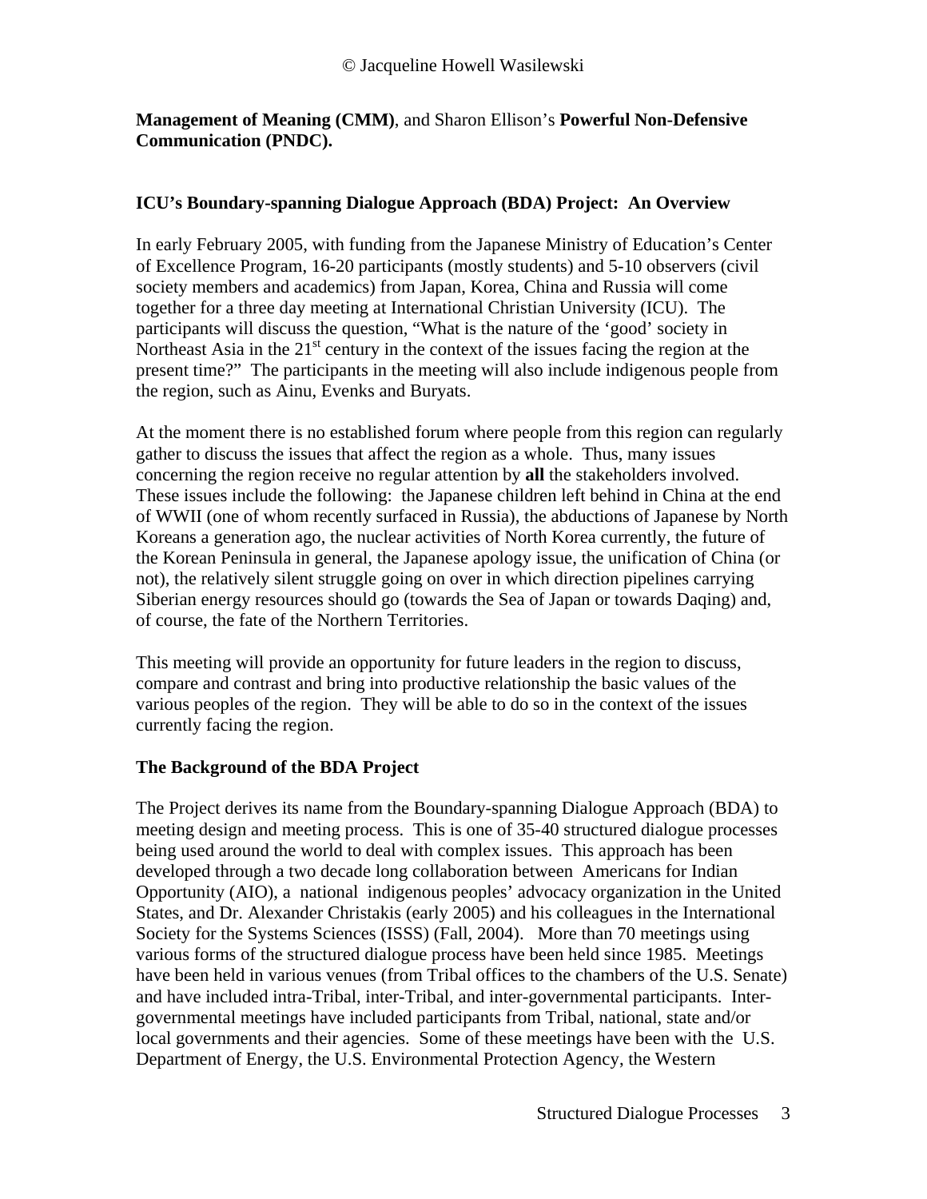**Management of Meaning (CMM)**, and Sharon Ellison's **Powerful Non-Defensive Communication (PNDC).**

## ICU's Boundary-spanning Dialogue Approach (BDA) Project: An Overview

In early February 2005, with funding from the Japanese Ministry of Education's Center of Excellence Program, 16-20 participants (mostly students) and 5-10 observers (civil society members and academics) from Japan, Korea, China and Russia will come together for a three day meeting at International Christian University (ICU). The participants will discuss the question, "What is the nature of the 'good' society in Northeast Asia in the 21st century in the context of the issues facing the region at the present time?" The participants in the meeting will also include indigenous people from the region, such as Ainu, Evenks and Buryats.

At the moment there is no established forum where people from this region can regularly gather to discuss the issues that affect the region as a whole. Thus, many issues concerning the region receive no regular attention by **all** the stakeholders involved. These issues include the following: the Japanese children left behind in China at the end of WWII (one of whom recently surfaced in Russia), the abductions of Japanese by North Koreans a generation ago, the nuclear activities of North Korea currently, the future of the Korean Peninsula in general, the Japanese apology issue, the unification of China (or not), the relatively silent struggle going on over in which direction pipelines carrying Siberian energy resources should go (towards the Sea of Japan or towards Daqing) and, of course, the fate of the Northern Territories.

This meeting will provide an opportunity for future leaders in the region to discuss, compare and contrast and bring into productive relationship the basic values of the various peoples of the region. They will be able to do so in the context of the issues currently facing the region.

## The Background of the BDA Project

The Project derives its name from the Boundary-spanning Dialogue Approach (BDA) to meeting design and meeting process. This is one of 35-40 structured dialogue processes being used around the world to deal with complex issues. This approach has been developed through a two decade long collaboration between Americans for Indian Opportunity (AIO), a national indigenous peoples' advocacy organization in the United States, and Dr. Alexander Christakis (early 2005) and his colleagues in the International Society for the Systems Sciences (ISSS) (Fall, 2004). More than 70 meetings using various forms of the structured dialogue process have been held since 1985. Meetings have been held in various venues (from Tribal offices to the chambers of the U.S. Senate) and have included intra-Tribal, inter-Tribal, and inter-governmental participants. Inter-governmental meetings have included participants from Tribal, national, state and/or local governments and their agencies. Some of these meetings have been with the U.S. Department of Energy, the U.S. Environmental Protection Agency, the Western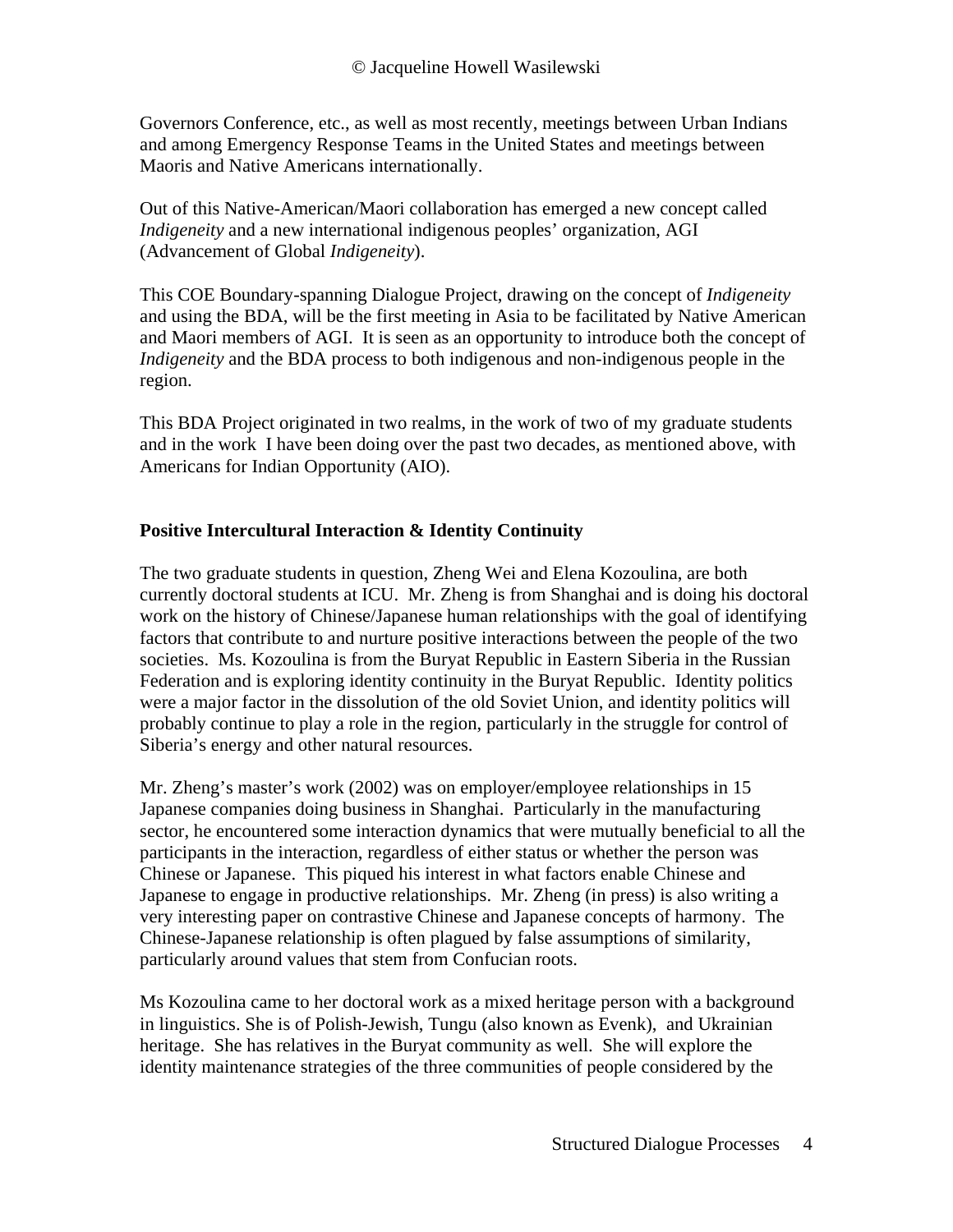Governors Conference, etc., as well as most recently, meetings between Urban Indians and among Emergency Response Teams in the United States and meetings between Maoris and Native Americans internationally.

Out of this Native-American/Maori collaboration has emerged a new concept called *Indigeneity* and a new international indigenous peoples' organization, AGI (Advancement of Global *Indigeneity*).

This COE Boundary-spanning Dialogue Project, drawing on the concept of *Indigeneity* and using the BDA, will be the first meeting in Asia to be facilitated by Native American and Maori members of AGI. It is seen as an opportunity to introduce both the concept of *Indigeneity* and the BDA process to both indigenous and non-indigenous people in the region.

This BDA Project originated in two realms, in the work of two of my graduate students and in the work I have been doing over the past two decades, as mentioned above, with Americans for Indian Opportunity (AIO).

**Positive Intercultural Interaction & Identity Continuity**

The two graduate students in question, Zheng Wei and Elena Kozoulina, are both currently doctoral students at ICU. Mr. Zheng is from Shanghai and is doing his doctoral work on the history of Chinese/Japanese human relationships with the goal of identifying factors that contribute to and nurture positive interactions between the people of the two societies. Ms. Kozoulina is from the Buryat Republic in Eastern Siberia in the Russian Federation and is exploring identity continuity in the Buryat Republic. Identity politics were a major factor in the dissolution of the old Soviet Union, and identity politics will probably continue to play a role in the region, particularly in the struggle for control of Siberia's energy and other natural resources.

Mr. Zheng's master's work (2002) was on employer/employee relationships in 15 Japanese companies doing business in Shanghai. Particularly in the manufacturing sector, he encountered some interaction dynamics that were mutually beneficial to all the participants in the interaction, regardless of either status or whether the person was Chinese or Japanese. This piqued his interest in what factors enable Chinese and Japanese to engage in productive relationships. Mr. Zheng (in press) is also writing a very interesting paper on contrastive Chinese and Japanese concepts of harmony. The Chinese-Japanese relationship is often plagued by false assumptions of similarity, particularly around values that stem from Confucian roots.

Ms Kozoulina came to her doctoral work as a mixed heritage person with a background in linguistics. She is of Polish-Jewish, Tungu (also known as Evenk), and Ukrainian heritage. She has relatives in the Buryat community as well. She will explore the identity maintenance strategies of the three communities of people considered by the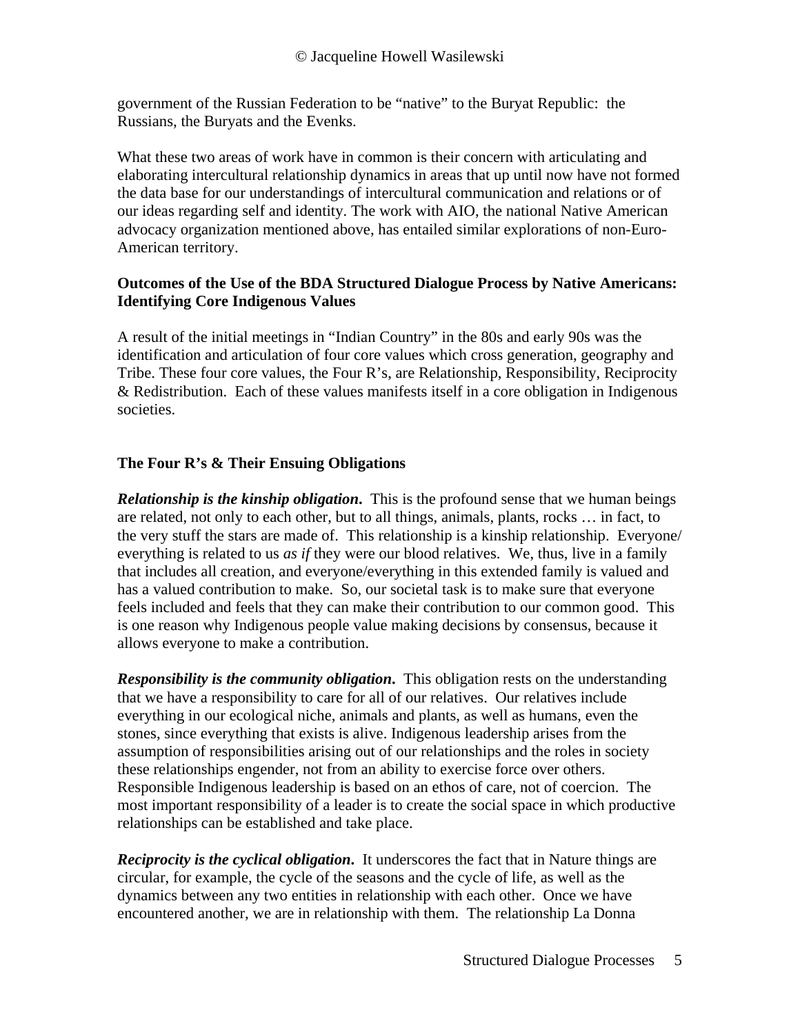government of the Russian Federation to be "native" to the Buryat Republic: the Russians, the Buryats and the Evenks.

What these two areas of work have in common is their concern with articulating and elaborating intercultural relationship dynamics in areas that up until now have not formed the data base for our understandings of intercultural communication and relations or of our ideas regarding self and identity. The work with AIO, the national Native American advocacy organization mentioned above, has entailed similar explorations of non-Euro-American territory.

**Outcomes of the Use of the BDA Structured Dialogue Process by Native Americans: Identifying Core Indigenous Values**

A result of the initial meetings in "Indian Country" in the 80s and early 90s was the identification and articulation of four core values which cross generation, geography and Tribe. These four core values, the Four R's, are Relationship, Responsibility, Reciprocity & Redistribution. Each of these values manifests itself in a core obligation in Indigenous societies.

**The Four R's & Their Ensuing Obligations**

***Relationship is the kinship obligation.*** This is the profound sense that we human beings are related, not only to each other, but to all things, animals, plants, rocks … in fact, to the very stuff the stars are made of. This relationship is a kinship relationship. Everyone/ everything is related to us *as if* they were our blood relatives. We, thus, live in a family that includes all creation, and everyone/everything in this extended family is valued and has a valued contribution to make. So, our societal task is to make sure that everyone feels included and feels that they can make their contribution to our common good. This is one reason why Indigenous people value making decisions by consensus, because it allows everyone to make a contribution.

***Responsibility is the community obligation.*** This obligation rests on the understanding that we have a responsibility to care for all of our relatives. Our relatives include everything in our ecological niche, animals and plants, as well as humans, even the stones, since everything that exists is alive. Indigenous leadership arises from the assumption of responsibilities arising out of our relationships and the roles in society these relationships engender, not from an ability to exercise force over others. Responsible Indigenous leadership is based on an ethos of care, not of coercion. The most important responsibility of a leader is to create the social space in which productive relationships can be established and take place.

***Reciprocity is the cyclical obligation.*** It underscores the fact that in Nature things are circular, for example, the cycle of the seasons and the cycle of life, as well as the dynamics between any two entities in relationship with each other. Once we have encountered another, we are in relationship with them. The relationship La Donna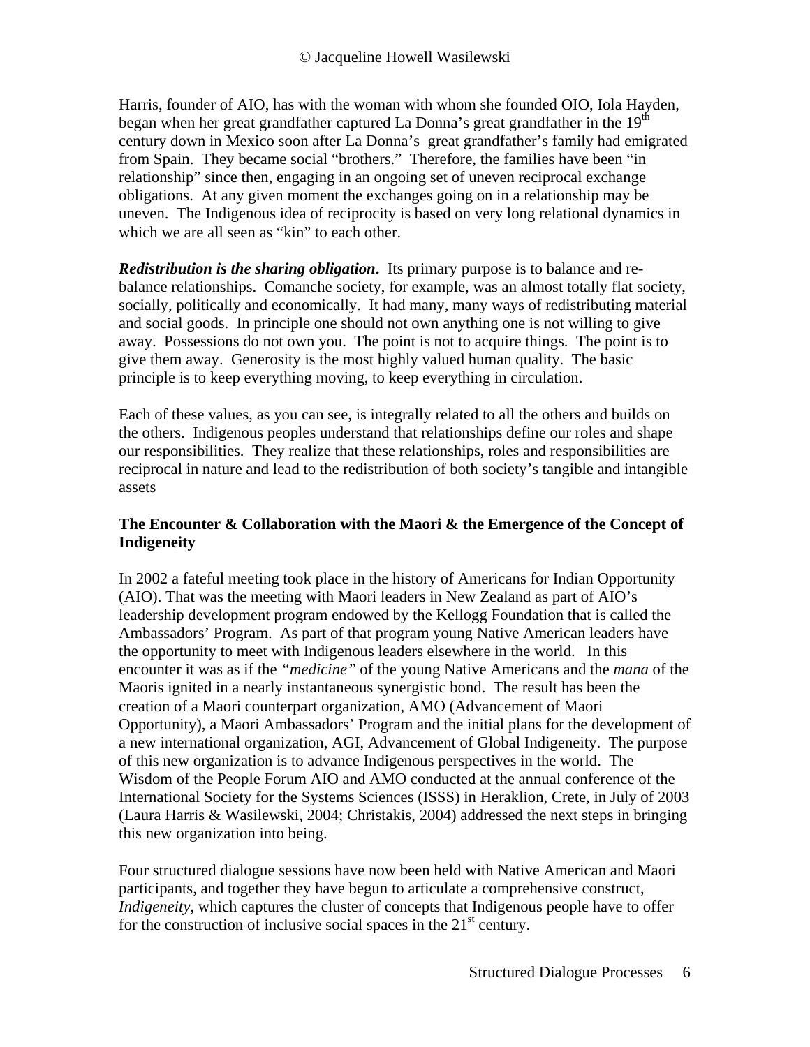Harris, founder of AIO, has with the woman with whom she founded OIO, Iola Hayden, began when her great grandfather captured La Donna's great grandfather in the 19th century down in Mexico soon after La Donna's great grandfather's family had emigrated from Spain. They became social "brothers." Therefore, the families have been "in relationship" since then, engaging in an ongoing set of uneven reciprocal exchange obligations. At any given moment the exchanges going on in a relationship may be uneven. The Indigenous idea of reciprocity is based on very long relational dynamics in which we are all seen as "kin" to each other.

***Redistribution is the sharing obligation*.** Its primary purpose is to balance and re-balance relationships. Comanche society, for example, was an almost totally flat society, socially, politically and economically. It had many, many ways of redistributing material and social goods. In principle one should not own anything one is not willing to give away. Possessions do not own you. The point is not to acquire things. The point is to give them away. Generosity is the most highly valued human quality. The basic principle is to keep everything moving, to keep everything in circulation.

Each of these values, as you can see, is integrally related to all the others and builds on the others. Indigenous peoples understand that relationships define our roles and shape our responsibilities. They realize that these relationships, roles and responsibilities are reciprocal in nature and lead to the redistribution of both society's tangible and intangible assets

**The Encounter & Collaboration with the Maori & the Emergence of the Concept of Indigeneity**

In 2002 a fateful meeting took place in the history of Americans for Indian Opportunity (AIO). That was the meeting with Maori leaders in New Zealand as part of AIO's leadership development program endowed by the Kellogg Foundation that is called the Ambassadors' Program. As part of that program young Native American leaders have the opportunity to meet with Indigenous leaders elsewhere in the world. In this encounter it was as if the *"medicine"* of the young Native Americans and the *mana* of the Maoris ignited in a nearly instantaneous synergistic bond. The result has been the creation of a Maori counterpart organization, AMO (Advancement of Maori Opportunity), a Maori Ambassadors' Program and the initial plans for the development of a new international organization, AGI, Advancement of Global Indigeneity. The purpose of this new organization is to advance Indigenous perspectives in the world. The Wisdom of the People Forum AIO and AMO conducted at the annual conference of the International Society for the Systems Sciences (ISSS) in Heraklion, Crete, in July of 2003 (Laura Harris & Wasilewski, 2004; Christakis, 2004) addressed the next steps in bringing this new organization into being.

Four structured dialogue sessions have now been held with Native American and Maori participants, and together they have begun to articulate a comprehensive construct, *Indigeneity*, which captures the cluster of concepts that Indigenous people have to offer for the construction of inclusive social spaces in the 21st century.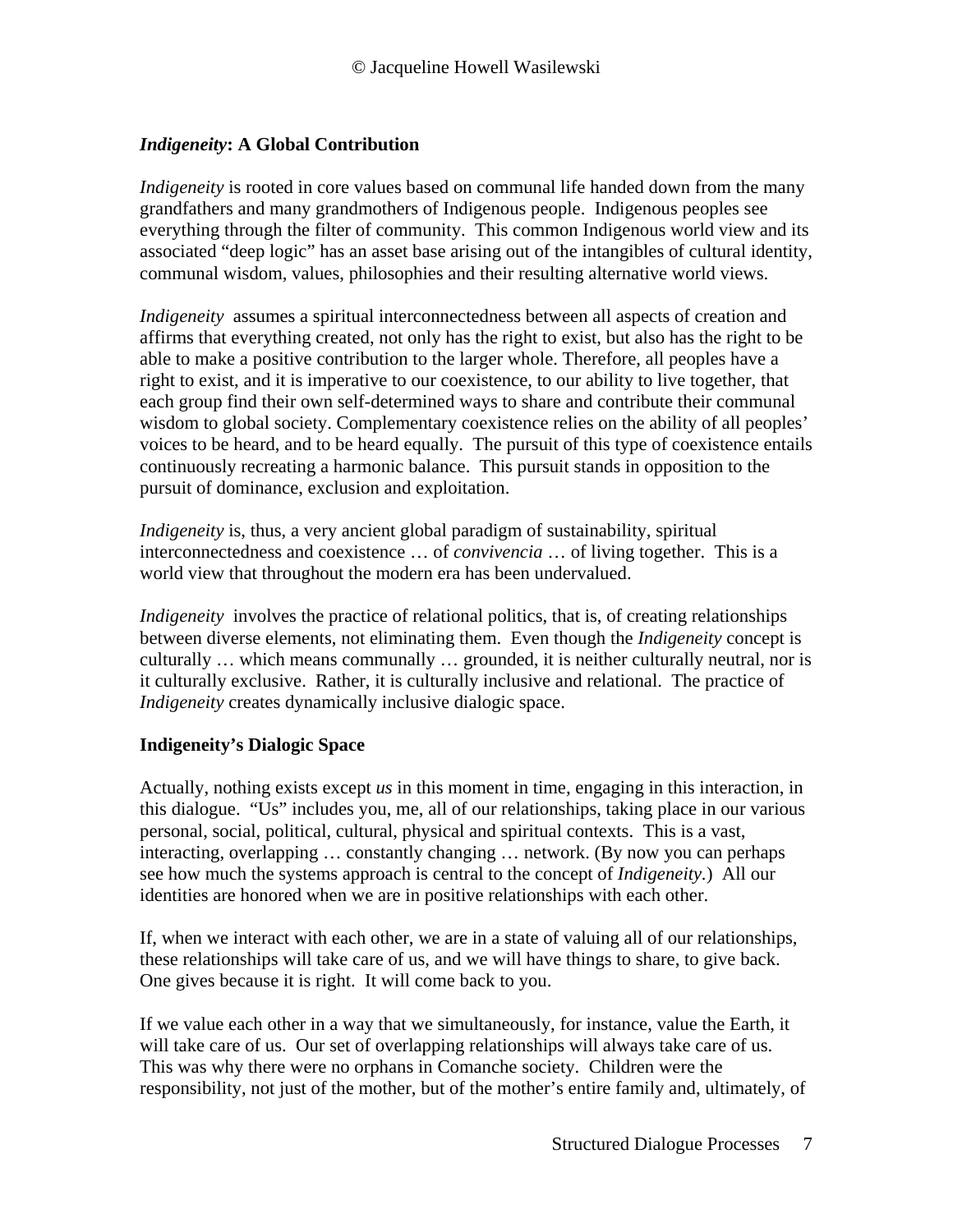## ***Indigeneity*: A Global Contribution**

*Indigeneity* is rooted in core values based on communal life handed down from the many grandfathers and many grandmothers of Indigenous people. Indigenous peoples see everything through the filter of community. This common Indigenous world view and its associated "deep logic" has an asset base arising out of the intangibles of cultural identity, communal wisdom, values, philosophies and their resulting alternative world views.

*Indigeneity* assumes a spiritual interconnectedness between all aspects of creation and affirms that everything created, not only has the right to exist, but also has the right to be able to make a positive contribution to the larger whole. Therefore, all peoples have a right to exist, and it is imperative to our coexistence, to our ability to live together, that each group find their own self-determined ways to share and contribute their communal wisdom to global society. Complementary coexistence relies on the ability of all peoples' voices to be heard, and to be heard equally. The pursuit of this type of coexistence entails continuously recreating a harmonic balance. This pursuit stands in opposition to the pursuit of dominance, exclusion and exploitation.

*Indigeneity* is, thus, a very ancient global paradigm of sustainability, spiritual interconnectedness and coexistence … of *convivencia* … of living together. This is a world view that throughout the modern era has been undervalued.

*Indigeneity* involves the practice of relational politics, that is, of creating relationships between diverse elements, not eliminating them. Even though the *Indigeneity* concept is culturally … which means communally … grounded, it is neither culturally neutral, nor is it culturally exclusive. Rather, it is culturally inclusive and relational. The practice of *Indigeneity* creates dynamically inclusive dialogic space.

## **Indigeneity's Dialogic Space**

Actually, nothing exists except *us* in this moment in time, engaging in this interaction, in this dialogue. "Us" includes you, me, all of our relationships, taking place in our various personal, social, political, cultural, physical and spiritual contexts. This is a vast, interacting, overlapping … constantly changing … network. (By now you can perhaps see how much the systems approach is central to the concept of *Indigeneity*.) All our identities are honored when we are in positive relationships with each other.

If, when we interact with each other, we are in a state of valuing all of our relationships, these relationships will take care of us, and we will have things to share, to give back. One gives because it is right. It will come back to you.

If we value each other in a way that we simultaneously, for instance, value the Earth, it will take care of us. Our set of overlapping relationships will always take care of us. This was why there were no orphans in Comanche society. Children were the responsibility, not just of the mother, but of the mother's entire family and, ultimately, of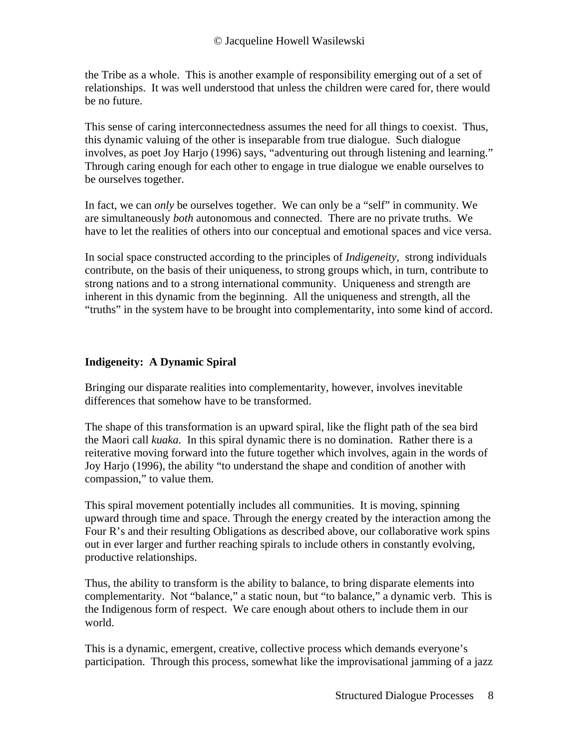the Tribe as a whole. This is another example of responsibility emerging out of a set of relationships. It was well understood that unless the children were cared for, there would be no future.

This sense of caring interconnectedness assumes the need for all things to coexist. Thus, this dynamic valuing of the other is inseparable from true dialogue. Such dialogue involves, as poet Joy Harjo (1996) says, "adventuring out through listening and learning." Through caring enough for each other to engage in true dialogue we enable ourselves to be ourselves together.

In fact, we can *only* be ourselves together. We can only be a "self" in community. We are simultaneously *both* autonomous and connected. There are no private truths. We have to let the realities of others into our conceptual and emotional spaces and vice versa.

In social space constructed according to the principles of *Indigeneity*, strong individuals contribute, on the basis of their uniqueness, to strong groups which, in turn, contribute to strong nations and to a strong international community. Uniqueness and strength are inherent in this dynamic from the beginning. All the uniqueness and strength, all the "truths" in the system have to be brought into complementarity, into some kind of accord.

**Indigeneity: A Dynamic Spiral**

Bringing our disparate realities into complementarity, however, involves inevitable differences that somehow have to be transformed.

The shape of this transformation is an upward spiral, like the flight path of the sea bird the Maori call *kuaka*. In this spiral dynamic there is no domination. Rather there is a reiterative moving forward into the future together which involves, again in the words of Joy Harjo (1996), the ability "to understand the shape and condition of another with compassion," to value them.

This spiral movement potentially includes all communities. It is moving, spinning upward through time and space. Through the energy created by the interaction among the Four R's and their resulting Obligations as described above, our collaborative work spins out in ever larger and further reaching spirals to include others in constantly evolving, productive relationships.

Thus, the ability to transform is the ability to balance, to bring disparate elements into complementarity. Not "balance," a static noun, but "to balance," a dynamic verb. This is the Indigenous form of respect. We care enough about others to include them in our world.

This is a dynamic, emergent, creative, collective process which demands everyone's participation. Through this process, somewhat like the improvisational jamming of a jazz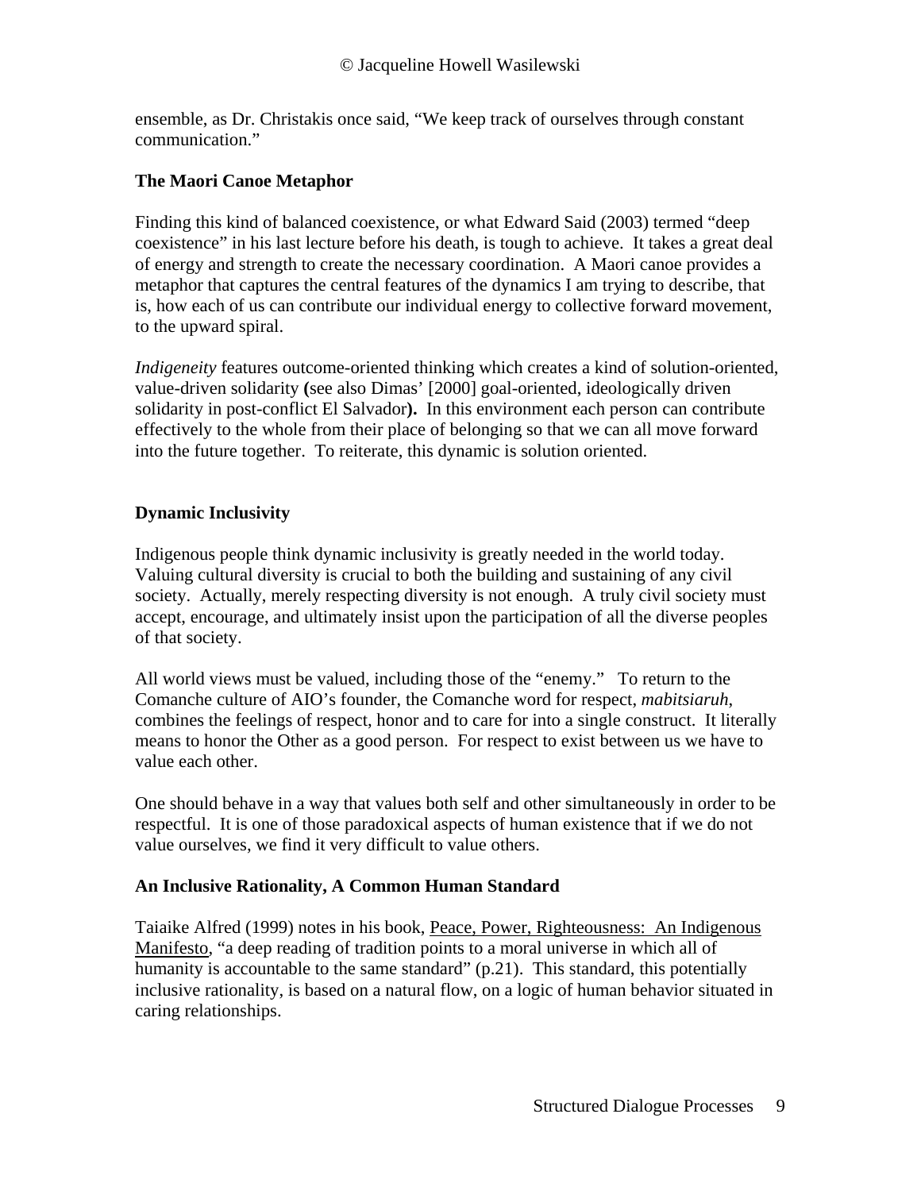ensemble, as Dr. Christakis once said, "We keep track of ourselves through constant communication."

### The Maori Canoe Metaphor

Finding this kind of balanced coexistence, or what Edward Said (2003) termed "deep coexistence" in his last lecture before his death, is tough to achieve. It takes a great deal of energy and strength to create the necessary coordination. A Maori canoe provides a metaphor that captures the central features of the dynamics I am trying to describe, that is, how each of us can contribute our individual energy to collective forward movement, to the upward spiral.

*Indigeneity* features outcome-oriented thinking which creates a kind of solution-oriented, value-driven solidarity **(**see also Dimas' [2000] goal-oriented, ideologically driven solidarity in post-conflict El Salvador**).** In this environment each person can contribute effectively to the whole from their place of belonging so that we can all move forward into the future together. To reiterate, this dynamic is solution oriented.

### Dynamic Inclusivity

Indigenous people think dynamic inclusivity is greatly needed in the world today. Valuing cultural diversity is crucial to both the building and sustaining of any civil society. Actually, merely respecting diversity is not enough. A truly civil society must accept, encourage, and ultimately insist upon the participation of all the diverse peoples of that society.

All world views must be valued, including those of the "enemy." To return to the Comanche culture of AIO's founder, the Comanche word for respect, *mabitsiaruh*, combines the feelings of respect, honor and to care for into a single construct. It literally means to honor the Other as a good person. For respect to exist between us we have to value each other.

One should behave in a way that values both self and other simultaneously in order to be respectful. It is one of those paradoxical aspects of human existence that if we do not value ourselves, we find it very difficult to value others.

### An Inclusive Rationality, A Common Human Standard

Taiaike Alfred (1999) notes in his book, Peace, Power, Righteousness: An Indigenous Manifesto, "a deep reading of tradition points to a moral universe in which all of humanity is accountable to the same standard" (p.21). This standard, this potentially inclusive rationality, is based on a natural flow, on a logic of human behavior situated in caring relationships.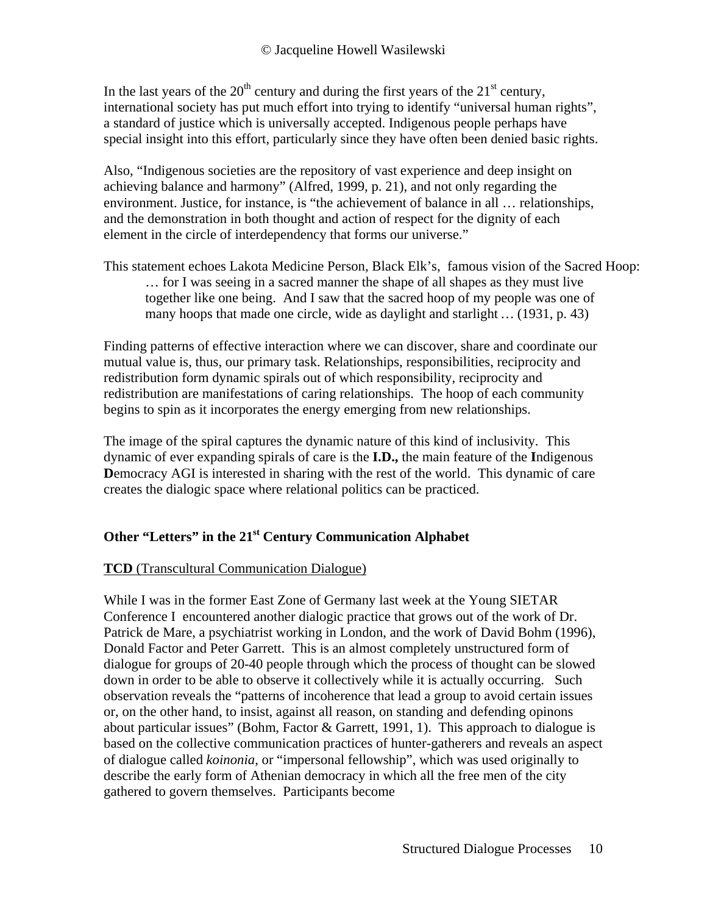In the last years of the 20th century and during the first years of the 21st century, international society has put much effort into trying to identify "universal human rights", a standard of justice which is universally accepted. Indigenous people perhaps have special insight into this effort, particularly since they have often been denied basic rights.

Also, "Indigenous societies are the repository of vast experience and deep insight on achieving balance and harmony" (Alfred, 1999, p. 21), and not only regarding the environment. Justice, for instance, is "the achievement of balance in all … relationships, and the demonstration in both thought and action of respect for the dignity of each element in the circle of interdependency that forms our universe."

This statement echoes Lakota Medicine Person, Black Elk's, famous vision of the Sacred Hoop:

> … for I was seeing in a sacred manner the shape of all shapes as they must live together like one being. And I saw that the sacred hoop of my people was one of many hoops that made one circle, wide as daylight and starlight … (1931, p. 43)

Finding patterns of effective interaction where we can discover, share and coordinate our mutual value is, thus, our primary task. Relationships, responsibilities, reciprocity and redistribution form dynamic spirals out of which responsibility, reciprocity and redistribution are manifestations of caring relationships. The hoop of each community begins to spin as it incorporates the energy emerging from new relationships.

The image of the spiral captures the dynamic nature of this kind of inclusivity. This dynamic of ever expanding spirals of care is the **I.D.,** the main feature of the **I**ndigenous **D**emocracy AGI is interested in sharing with the rest of the world. This dynamic of care creates the dialogic space where relational politics can be practiced.

## Other "Letters" in the 21st Century Communication Alphabet

### **TCD** (Transcultural Communication Dialogue)

While I was in the former East Zone of Germany last week at the Young SIETAR Conference I encountered another dialogic practice that grows out of the work of Dr. Patrick de Mare, a psychiatrist working in London, and the work of David Bohm (1996), Donald Factor and Peter Garrett. This is an almost completely unstructured form of dialogue for groups of 20-40 people through which the process of thought can be slowed down in order to be able to observe it collectively while it is actually occurring. Such observation reveals the "patterns of incoherence that lead a group to avoid certain issues or, on the other hand, to insist, against all reason, on standing and defending opinons about particular issues" (Bohm, Factor & Garrett, 1991, 1). This approach to dialogue is based on the collective communication practices of hunter-gatherers and reveals an aspect of dialogue called *koinonia*, or "impersonal fellowship", which was used originally to describe the early form of Athenian democracy in which all the free men of the city gathered to govern themselves. Participants become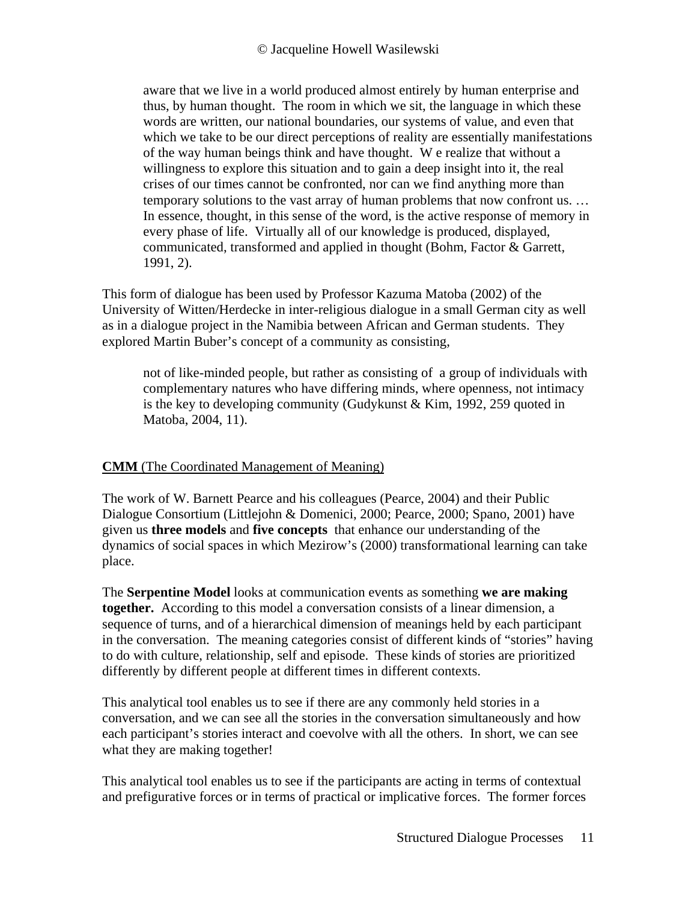> aware that we live in a world produced almost entirely by human enterprise and thus, by human thought. The room in which we sit, the language in which these words are written, our national boundaries, our systems of value, and even that which we take to be our direct perceptions of reality are essentially manifestations of the way human beings think and have thought. W e realize that without a willingness to explore this situation and to gain a deep insight into it, the real crises of our times cannot be confronted, nor can we find anything more than temporary solutions to the vast array of human problems that now confront us. … In essence, thought, in this sense of the word, is the active response of memory in every phase of life. Virtually all of our knowledge is produced, displayed, communicated, transformed and applied in thought (Bohm, Factor & Garrett, 1991, 2).

This form of dialogue has been used by Professor Kazuma Matoba (2002) of the University of Witten/Herdecke in inter-religious dialogue in a small German city as well as in a dialogue project in the Namibia between African and German students. They explored Martin Buber's concept of a community as consisting,

> not of like-minded people, but rather as consisting of a group of individuals with complementary natures who have differing minds, where openness, not intimacy is the key to developing community (Gudykunst & Kim, 1992, 259 quoted in Matoba, 2004, 11).

**CMM** (The Coordinated Management of Meaning)

The work of W. Barnett Pearce and his colleagues (Pearce, 2004) and their Public Dialogue Consortium (Littlejohn & Domenici, 2000; Pearce, 2000; Spano, 2001) have given us **three models** and **five concepts** that enhance our understanding of the dynamics of social spaces in which Mezirow's (2000) transformational learning can take place.

The **Serpentine Model** looks at communication events as something **we are making together.** According to this model a conversation consists of a linear dimension, a sequence of turns, and of a hierarchical dimension of meanings held by each participant in the conversation. The meaning categories consist of different kinds of "stories" having to do with culture, relationship, self and episode. These kinds of stories are prioritized differently by different people at different times in different contexts.

This analytical tool enables us to see if there are any commonly held stories in a conversation, and we can see all the stories in the conversation simultaneously and how each participant's stories interact and coevolve with all the others. In short, we can see what they are making together!

This analytical tool enables us to see if the participants are acting in terms of contextual and prefigurative forces or in terms of practical or implicative forces. The former forces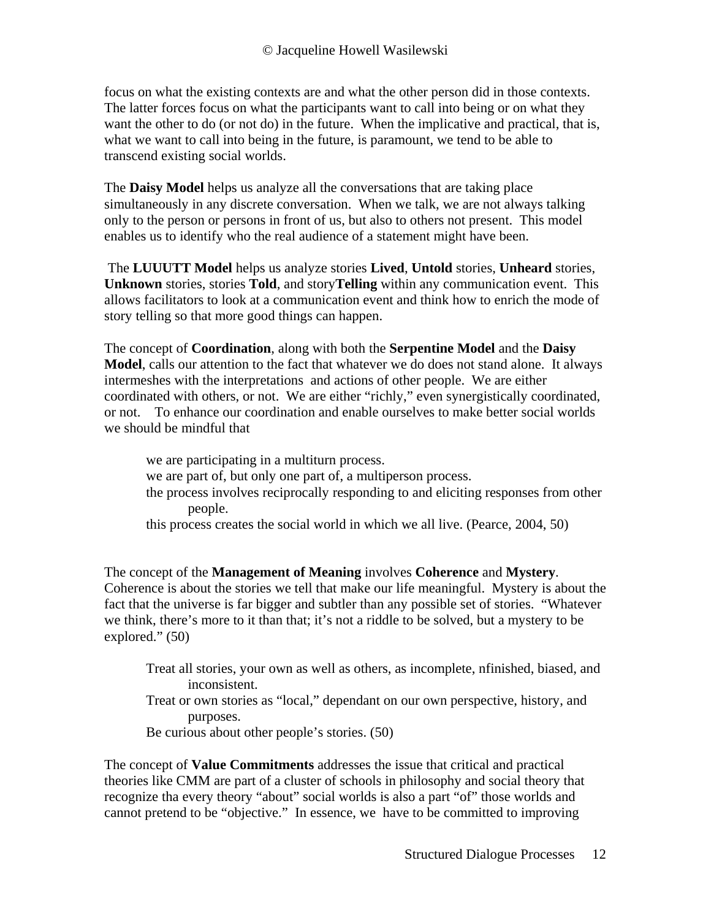focus on what the existing contexts are and what the other person did in those contexts. The latter forces focus on what the participants want to call into being or on what they want the other to do (or not do) in the future. When the implicative and practical, that is, what we want to call into being in the future, is paramount, we tend to be able to transcend existing social worlds.

The **Daisy Model** helps us analyze all the conversations that are taking place simultaneously in any discrete conversation. When we talk, we are not always talking only to the person or persons in front of us, but also to others not present. This model enables us to identify who the real audience of a statement might have been.

The **LUUUTT Model** helps us analyze stories **Lived**, **Untold** stories, **Unheard** stories, **Unknown** stories, stories **Told**, and story**Telling** within any communication event. This allows facilitators to look at a communication event and think how to enrich the mode of story telling so that more good things can happen.

The concept of **Coordination**, along with both the **Serpentine Model** and the **Daisy Model**, calls our attention to the fact that whatever we do does not stand alone. It always intermeshes with the interpretations and actions of other people. We are either coordinated with others, or not. We are either "richly," even synergistically coordinated, or not. To enhance our coordination and enable ourselves to make better social worlds we should be mindful that

> we are participating in a multiturn process.
> we are part of, but only one part of, a multiperson process.
> the process involves reciprocally responding to and eliciting responses from other people.
> this process creates the social world in which we all live. (Pearce, 2004, 50)

The concept of the **Management of Meaning** involves **Coherence** and **Mystery**. Coherence is about the stories we tell that make our life meaningful. Mystery is about the fact that the universe is far bigger and subtler than any possible set of stories. "Whatever we think, there's more to it than that; it's not a riddle to be solved, but a mystery to be explored." (50)

> Treat all stories, your own as well as others, as incomplete, nfinished, biased, and inconsistent.
> Treat or own stories as "local," dependant on our own perspective, history, and purposes.
> Be curious about other people's stories. (50)

The concept of **Value Commitments** addresses the issue that critical and practical theories like CMM are part of a cluster of schools in philosophy and social theory that recognize tha every theory "about" social worlds is also a part "of" those worlds and cannot pretend to be "objective." In essence, we have to be committed to improving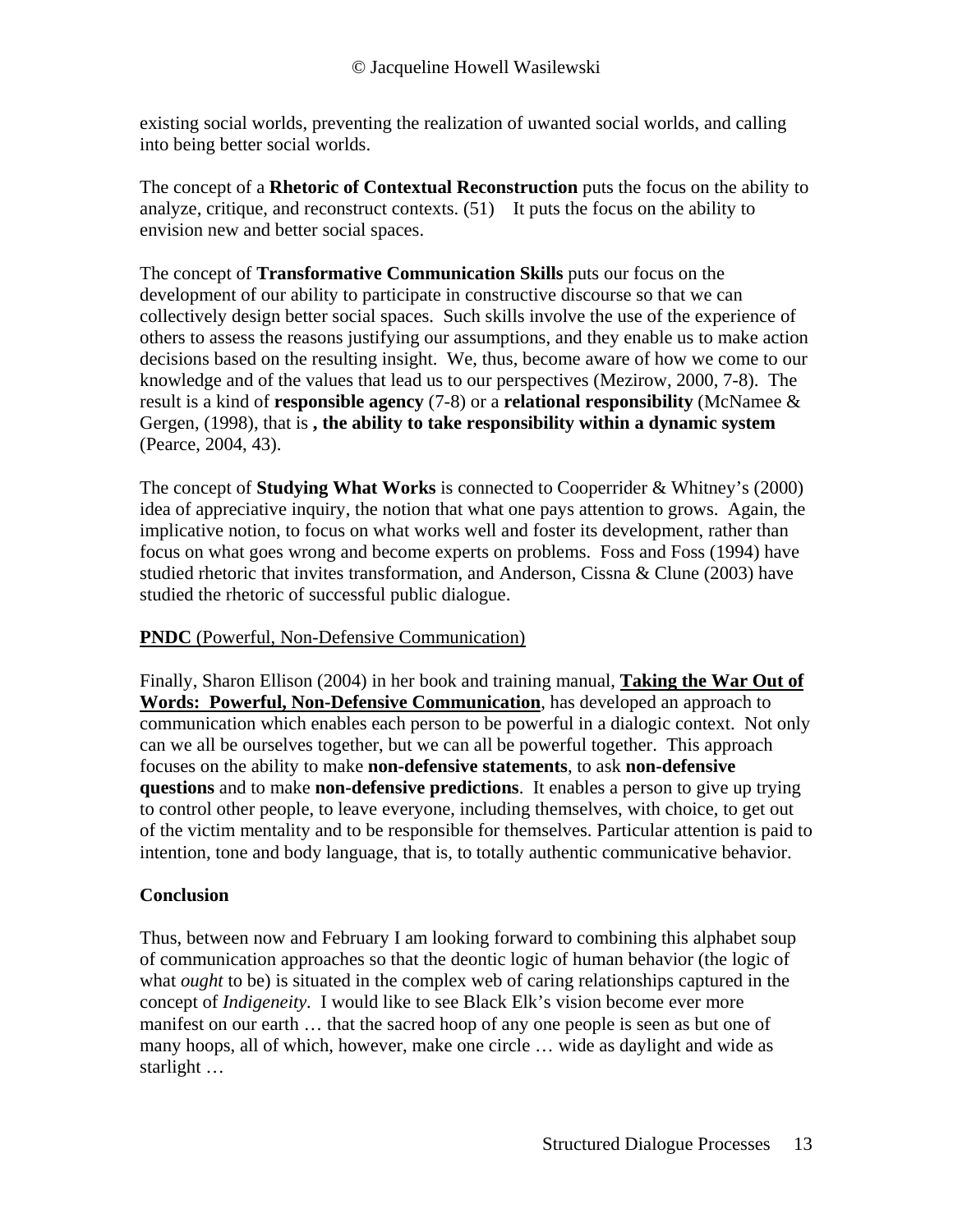existing social worlds, preventing the realization of uwanted social worlds, and calling into being better social worlds.

The concept of a **Rhetoric of Contextual Reconstruction** puts the focus on the ability to analyze, critique, and reconstruct contexts. (51) It puts the focus on the ability to envision new and better social spaces.

The concept of **Transformative Communication Skills** puts our focus on the development of our ability to participate in constructive discourse so that we can collectively design better social spaces. Such skills involve the use of the experience of others to assess the reasons justifying our assumptions, and they enable us to make action decisions based on the resulting insight. We, thus, become aware of how we come to our knowledge and of the values that lead us to our perspectives (Mezirow, 2000, 7-8). The result is a kind of **responsible agency** (7-8) or a **relational responsibility** (McNamee & Gergen, (1998), that is **, the ability to take responsibility within a dynamic system** (Pearce, 2004, 43).

The concept of **Studying What Works** is connected to Cooperrider & Whitney's (2000) idea of appreciative inquiry, the notion that what one pays attention to grows. Again, the implicative notion, to focus on what works well and foster its development, rather than focus on what goes wrong and become experts on problems. Foss and Foss (1994) have studied rhetoric that invites transformation, and Anderson, Cissna & Clune (2003) have studied the rhetoric of successful public dialogue.

**PNDC** (Powerful, Non-Defensive Communication)

Finally, Sharon Ellison (2004) in her book and training manual, **Taking the War Out of Words: Powerful, Non-Defensive Communication**, has developed an approach to communication which enables each person to be powerful in a dialogic context. Not only can we all be ourselves together, but we can all be powerful together. This approach focuses on the ability to make **non-defensive statements**, to ask **non-defensive questions** and to make **non-defensive predictions**. It enables a person to give up trying to control other people, to leave everyone, including themselves, with choice, to get out of the victim mentality and to be responsible for themselves. Particular attention is paid to intention, tone and body language, that is, to totally authentic communicative behavior.

**Conclusion**

Thus, between now and February I am looking forward to combining this alphabet soup of communication approaches so that the deontic logic of human behavior (the logic of what *ought* to be) is situated in the complex web of caring relationships captured in the concept of *Indigeneity.* I would like to see Black Elk's vision become ever more manifest on our earth … that the sacred hoop of any one people is seen as but one of many hoops, all of which, however, make one circle … wide as daylight and wide as starlight …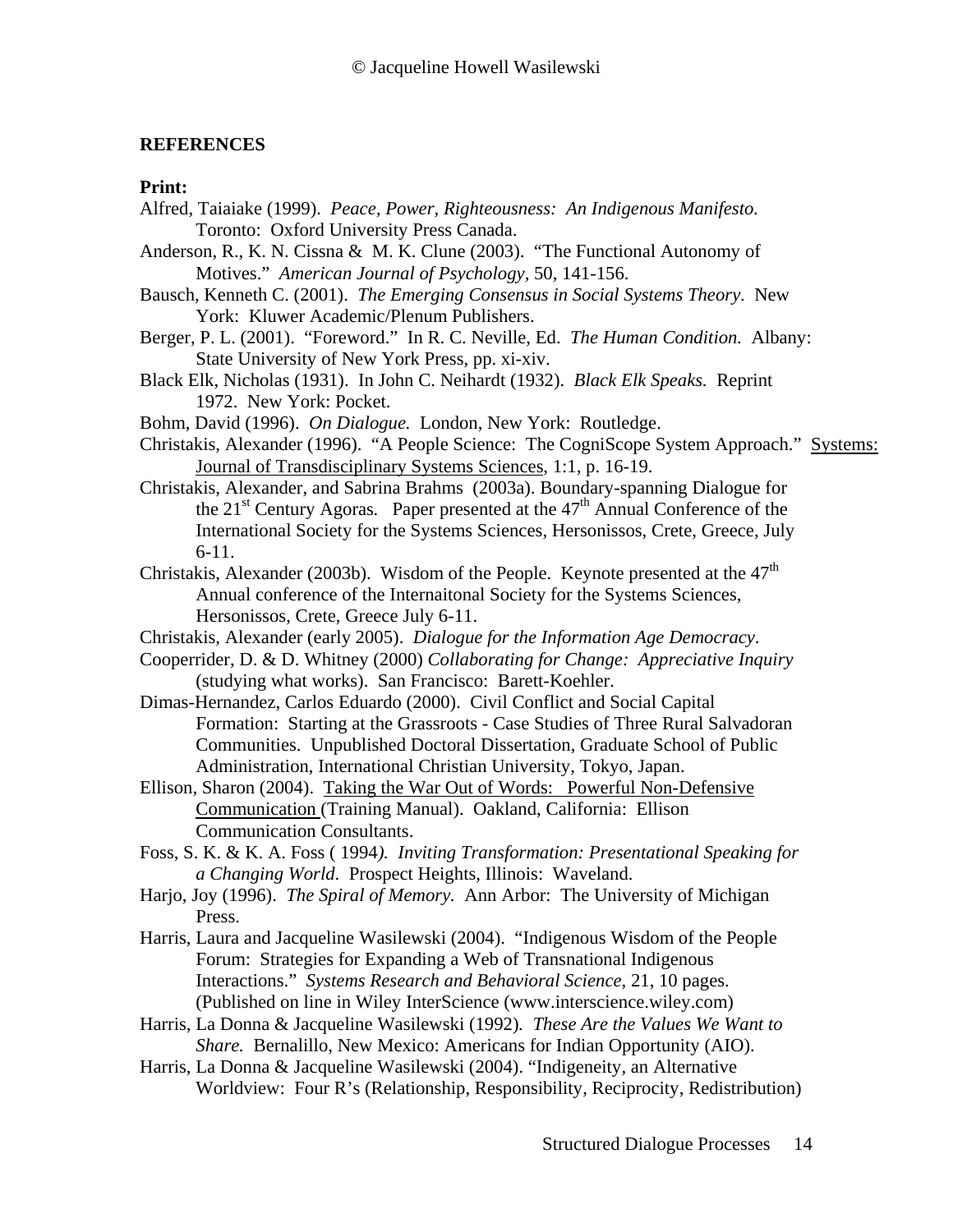## REFERENCES

**Print:**

Alfred, Taiaiake (1999). *Peace, Power, Righteousness: An Indigenous Manifesto.* Toronto: Oxford University Press Canada.

Anderson, R., K. N. Cissna & M. K. Clune (2003). "The Functional Autonomy of Motives." *American Journal of Psychology,* 50, 141-156.

Bausch, Kenneth C. (2001). *The Emerging Consensus in Social Systems Theory.* New York: Kluwer Academic/Plenum Publishers.

Berger, P. L. (2001). "Foreword." In R. C. Neville, Ed. *The Human Condition.* Albany: State University of New York Press, pp. xi-xiv.

Black Elk, Nicholas (1931). In John C. Neihardt (1932). *Black Elk Speaks.* Reprint 1972. New York: Pocket.

Bohm, David (1996). *On Dialogue.* London, New York: Routledge.

Christakis, Alexander (1996). "A People Science: The CogniScope System Approach." Systems: Journal of Transdisciplinary Systems Sciences, 1:1, p. 16-19.

Christakis, Alexander, and Sabrina Brahms (2003a). Boundary-spanning Dialogue for the 21st Century Agoras. Paper presented at the 47th Annual Conference of the International Society for the Systems Sciences, Hersonissos, Crete, Greece, July 6-11.

Christakis, Alexander (2003b). Wisdom of the People. Keynote presented at the 47th Annual conference of the Internaitonal Society for the Systems Sciences, Hersonissos, Crete, Greece July 6-11.

Christakis, Alexander (early 2005). *Dialogue for the Information Age Democracy*.

Cooperrider, D. & D. Whitney (2000) *Collaborating for Change: Appreciative Inquiry* (studying what works). San Francisco: Barett-Koehler.

Dimas-Hernandez, Carlos Eduardo (2000). Civil Conflict and Social Capital Formation: Starting at the Grassroots - Case Studies of Three Rural Salvadoran Communities. Unpublished Doctoral Dissertation, Graduate School of Public Administration, International Christian University, Tokyo, Japan.

Ellison, Sharon (2004). Taking the War Out of Words: Powerful Non-Defensive Communication (Training Manual). Oakland, California: Ellison Communication Consultants.

Foss, S. K. & K. A. Foss ( 1994*). Inviting Transformation: Presentational Speaking for a Changing World.* Prospect Heights, Illinois: Waveland.

Harjo, Joy (1996). *The Spiral of Memory.* Ann Arbor: The University of Michigan Press.

Harris, Laura and Jacqueline Wasilewski (2004). "Indigenous Wisdom of the People Forum: Strategies for Expanding a Web of Transnational Indigenous Interactions." *Systems Research and Behavioral Science*, 21, 10 pages. (Published on line in Wiley InterScience (www.interscience.wiley.com)

Harris, La Donna & Jacqueline Wasilewski (1992)*. These Are the Values We Want to Share.* Bernalillo, New Mexico: Americans for Indian Opportunity (AIO).

Harris, La Donna & Jacqueline Wasilewski (2004). "Indigeneity, an Alternative Worldview: Four R's (Relationship, Responsibility, Reciprocity, Redistribution)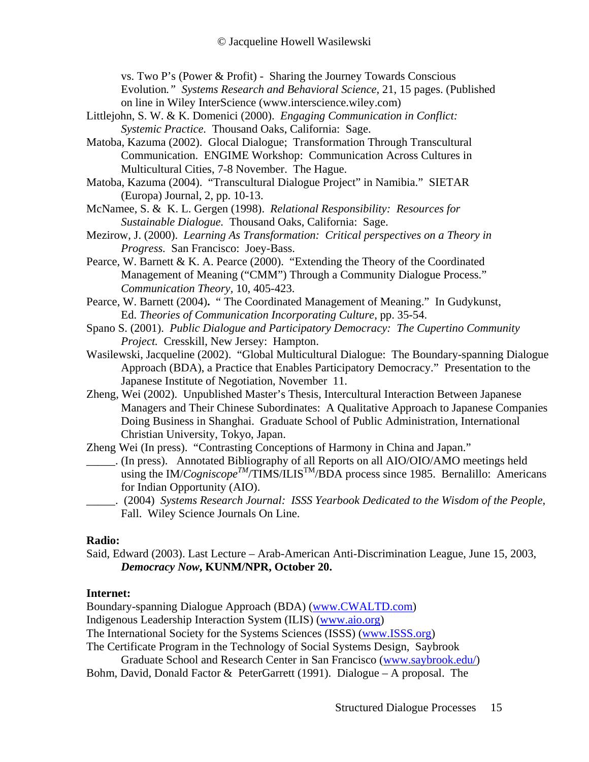vs. Two P's (Power & Profit) - Sharing the Journey Towards Conscious Evolution*."* *Systems Research and Behavioral Science*, 21, 15 pages. (Published on line in Wiley InterScience (www.interscience.wiley.com)

Littlejohn, S. W. & K. Domenici (2000). *Engaging Communication in Conflict: Systemic Practice.* Thousand Oaks, California: Sage.

Matoba, Kazuma (2002). Glocal Dialogue; Transformation Through Transcultural Communication. ENGIME Workshop: Communication Across Cultures in Multicultural Cities, 7-8 November. The Hague.

Matoba, Kazuma (2004). "Transcultural Dialogue Project" in Namibia." SIETAR (Europa) Journal, 2, pp. 10-13.

McNamee, S. & K. L. Gergen (1998). *Relational Responsibility: Resources for Sustainable Dialogue.* Thousand Oaks, California: Sage.

Mezirow, J. (2000). *Learning As Transformation: Critical perspectives on a Theory in Progress.* San Francisco: Joey-Bass.

Pearce, W. Barnett & K. A. Pearce (2000). "Extending the Theory of the Coordinated Management of Meaning ("CMM") Through a Community Dialogue Process." *Communication Theory*, 10, 405-423.

Pearce, W. Barnett (2004)**.** " The Coordinated Management of Meaning." In Gudykunst, Ed. *Theories of Communication Incorporating Culture*, pp. 35-54.

Spano S. (2001). *Public Dialogue and Participatory Democracy: The Cupertino Community Project.* Cresskill, New Jersey: Hampton.

Wasilewski, Jacqueline (2002). "Global Multicultural Dialogue: The Boundary-spanning Dialogue Approach (BDA), a Practice that Enables Participatory Democracy." Presentation to the Japanese Institute of Negotiation, November 11.

Zheng, Wei (2002). Unpublished Master's Thesis, Intercultural Interaction Between Japanese Managers and Their Chinese Subordinates: A Qualitative Approach to Japanese Companies Doing Business in Shanghai. Graduate School of Public Administration, International Christian University, Tokyo, Japan.

Zheng Wei (In press). "Contrasting Conceptions of Harmony in China and Japan."

_____. (In press). Annotated Bibliography of all Reports on all AIO/OIO/AMO meetings held using the IM/*Cogniscope*™/TIMS/ILIS™/BDA process since 1985. Bernalillo: Americans for Indian Opportunity (AIO).

_____. (2004) *Systems Research Journal: ISSS Yearbook Dedicated to the Wisdom of the People*, Fall. Wiley Science Journals On Line.

**Radio:**

Said, Edward (2003). Last Lecture – Arab-American Anti-Discrimination League, June 15, 2003, ***Democracy Now*, KUNM/NPR, October 20.**

**Internet:**

Boundary-spanning Dialogue Approach (BDA) (www.CWALTD.com)

Indigenous Leadership Interaction System (ILIS) (www.aio.org)

The International Society for the Systems Sciences (ISSS) (www.ISSS.org)

The Certificate Program in the Technology of Social Systems Design, Saybrook Graduate School and Research Center in San Francisco (www.saybrook.edu/)

Bohm, David, Donald Factor & PeterGarrett (1991). Dialogue – A proposal. The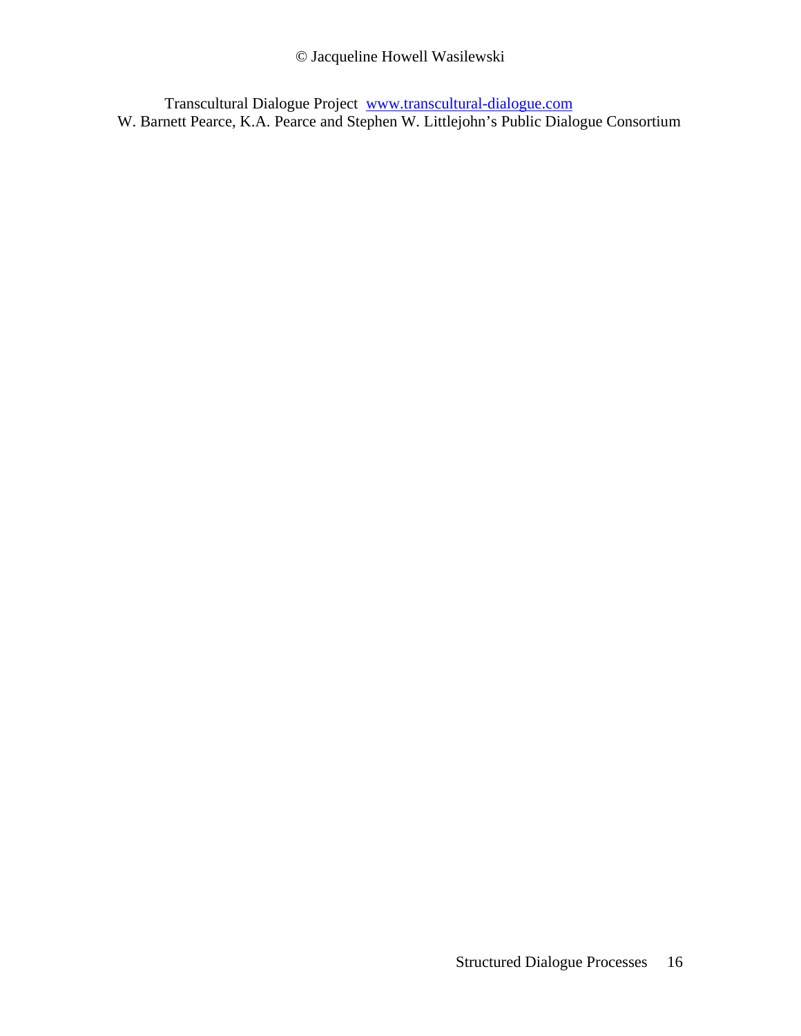Transcultural Dialogue Project [www.transcultural-dialogue.com](http://www.transcultural-dialogue.com)
W. Barnett Pearce, K.A. Pearce and Stephen W. Littlejohn's Public Dialogue Consortium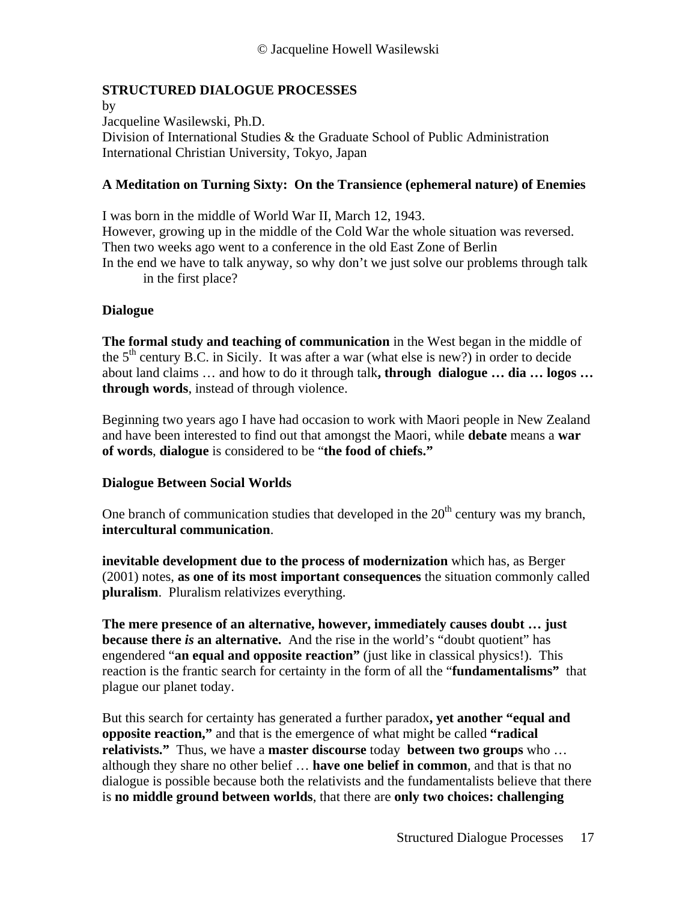**STRUCTURED DIALOGUE PROCESSES**

by

Jacqueline Wasilewski, Ph.D.

Division of International Studies & the Graduate School of Public Administration

International Christian University, Tokyo, Japan

**A Meditation on Turning Sixty: On the Transience (ephemeral nature) of Enemies**

I was born in the middle of World War II, March 12, 1943.

However, growing up in the middle of the Cold War the whole situation was reversed.

Then two weeks ago went to a conference in the old East Zone of Berlin

In the end we have to talk anyway, so why don't we just solve our problems through talk in the first place?

**Dialogue**

**The formal study and teaching of communication** in the West began in the middle of the 5th century B.C. in Sicily. It was after a war (what else is new?) in order to decide about land claims … and how to do it through talk**, through dialogue … dia … logos … through words**, instead of through violence.

Beginning two years ago I have had occasion to work with Maori people in New Zealand and have been interested to find out that amongst the Maori, while **debate** means a **war of words**, **dialogue** is considered to be "**the food of chiefs."**

**Dialogue Between Social Worlds**

One branch of communication studies that developed in the 20th century was my branch, **intercultural communication**.

**inevitable development due to the process of modernization** which has, as Berger (2001) notes, **as one of its most important consequences** the situation commonly called **pluralism**. Pluralism relativizes everything.

**The mere presence of an alternative, however, immediately causes doubt … just because there *is* an alternative.** And the rise in the world's "doubt quotient" has engendered "**an equal and opposite reaction"** (just like in classical physics!). This reaction is the frantic search for certainty in the form of all the "**fundamentalisms"** that plague our planet today.

But this search for certainty has generated a further paradox**, yet another "equal and opposite reaction,"** and that is the emergence of what might be called **"radical relativists."** Thus, we have a **master discourse** today **between two groups** who … although they share no other belief … **have one belief in common**, and that is that no dialogue is possible because both the relativists and the fundamentalists believe that there is **no middle ground between worlds**, that there are **only two choices: challenging**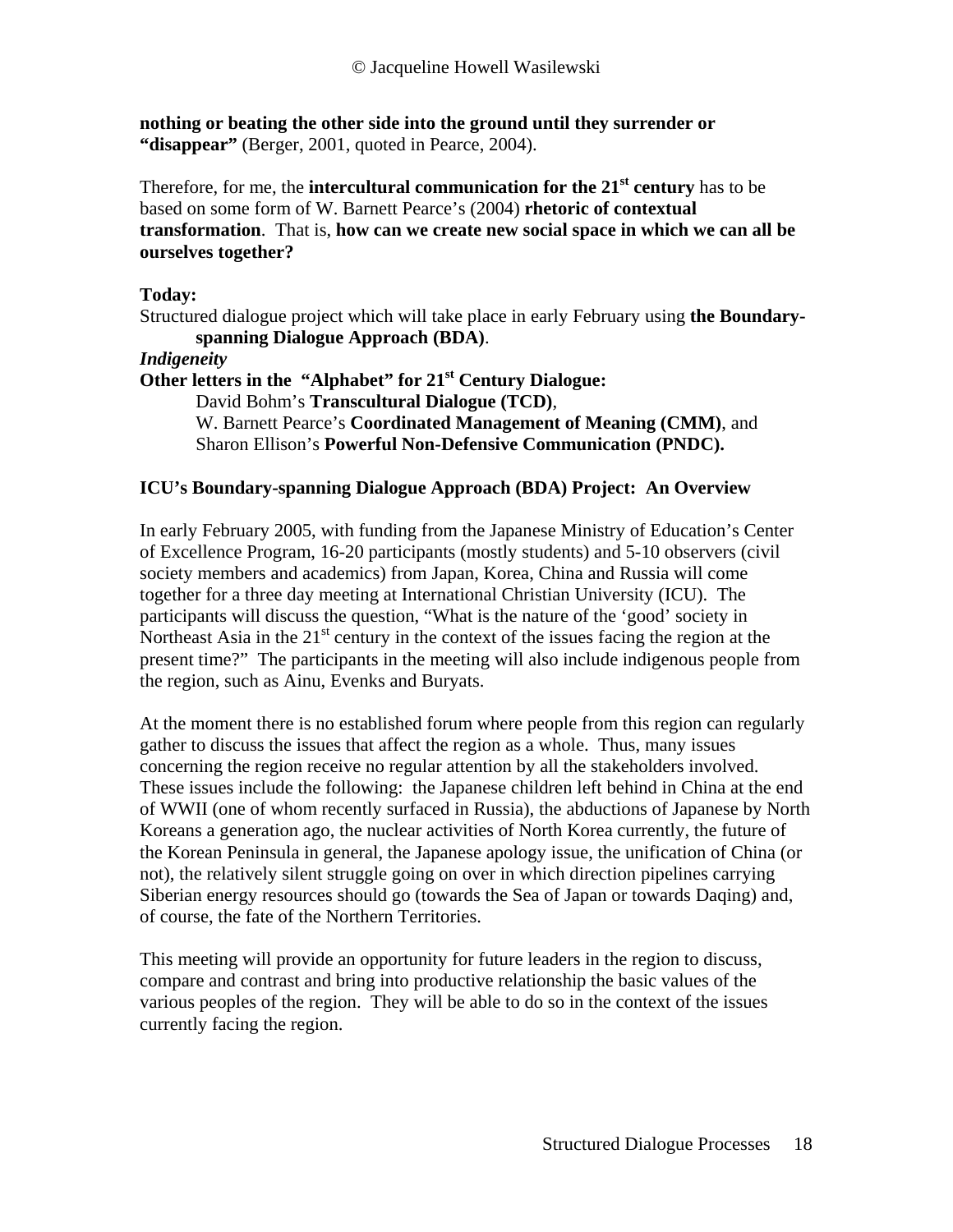**nothing or beating the other side into the ground until they surrender or "disappear"** (Berger, 2001, quoted in Pearce, 2004).

Therefore, for me, the **intercultural communication for the 21st century** has to be based on some form of W. Barnett Pearce's (2004) **rhetoric of contextual transformation**. That is, **how can we create new social space in which we can all be ourselves together?**

**Today:**

Structured dialogue project which will take place in early February using **the Boundary-spanning Dialogue Approach (BDA)**.

***Indigeneity***

**Other letters in the "Alphabet" for 21st Century Dialogue:**

David Bohm's **Transcultural Dialogue (TCD)**,
W. Barnett Pearce's **Coordinated Management of Meaning (CMM)**, and
Sharon Ellison's **Powerful Non-Defensive Communication (PNDC).**

**ICU's Boundary-spanning Dialogue Approach (BDA) Project: An Overview**

In early February 2005, with funding from the Japanese Ministry of Education's Center of Excellence Program, 16-20 participants (mostly students) and 5-10 observers (civil society members and academics) from Japan, Korea, China and Russia will come together for a three day meeting at International Christian University (ICU). The participants will discuss the question, "What is the nature of the 'good' society in Northeast Asia in the 21st century in the context of the issues facing the region at the present time?" The participants in the meeting will also include indigenous people from the region, such as Ainu, Evenks and Buryats.

At the moment there is no established forum where people from this region can regularly gather to discuss the issues that affect the region as a whole. Thus, many issues concerning the region receive no regular attention by all the stakeholders involved. These issues include the following: the Japanese children left behind in China at the end of WWII (one of whom recently surfaced in Russia), the abductions of Japanese by North Koreans a generation ago, the nuclear activities of North Korea currently, the future of the Korean Peninsula in general, the Japanese apology issue, the unification of China (or not), the relatively silent struggle going on over in which direction pipelines carrying Siberian energy resources should go (towards the Sea of Japan or towards Daqing) and, of course, the fate of the Northern Territories.

This meeting will provide an opportunity for future leaders in the region to discuss, compare and contrast and bring into productive relationship the basic values of the various peoples of the region. They will be able to do so in the context of the issues currently facing the region.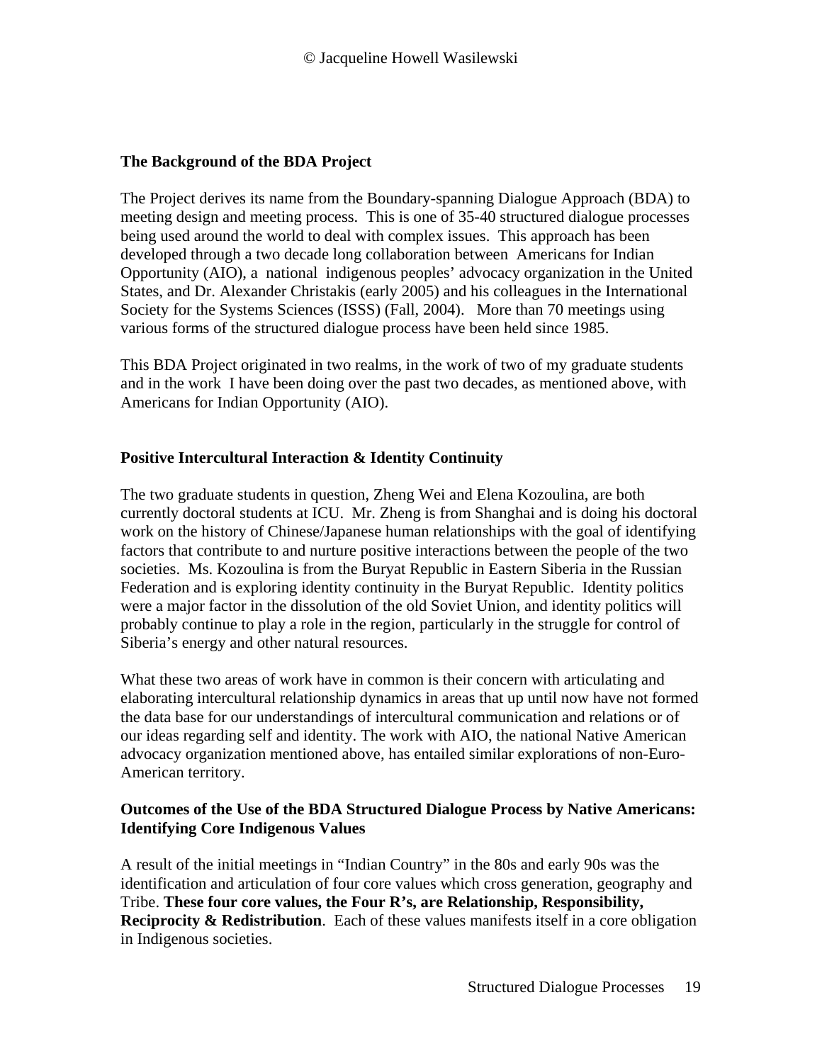### The Background of the BDA Project

The Project derives its name from the Boundary-spanning Dialogue Approach (BDA) to meeting design and meeting process. This is one of 35-40 structured dialogue processes being used around the world to deal with complex issues. This approach has been developed through a two decade long collaboration between Americans for Indian Opportunity (AIO), a national indigenous peoples' advocacy organization in the United States, and Dr. Alexander Christakis (early 2005) and his colleagues in the International Society for the Systems Sciences (ISSS) (Fall, 2004). More than 70 meetings using various forms of the structured dialogue process have been held since 1985.

This BDA Project originated in two realms, in the work of two of my graduate students and in the work I have been doing over the past two decades, as mentioned above, with Americans for Indian Opportunity (AIO).

### Positive Intercultural Interaction & Identity Continuity

The two graduate students in question, Zheng Wei and Elena Kozoulina, are both currently doctoral students at ICU. Mr. Zheng is from Shanghai and is doing his doctoral work on the history of Chinese/Japanese human relationships with the goal of identifying factors that contribute to and nurture positive interactions between the people of the two societies. Ms. Kozoulina is from the Buryat Republic in Eastern Siberia in the Russian Federation and is exploring identity continuity in the Buryat Republic. Identity politics were a major factor in the dissolution of the old Soviet Union, and identity politics will probably continue to play a role in the region, particularly in the struggle for control of Siberia's energy and other natural resources.

What these two areas of work have in common is their concern with articulating and elaborating intercultural relationship dynamics in areas that up until now have not formed the data base for our understandings of intercultural communication and relations or of our ideas regarding self and identity. The work with AIO, the national Native American advocacy organization mentioned above, has entailed similar explorations of non-Euro-American territory.

### Outcomes of the Use of the BDA Structured Dialogue Process by Native Americans: Identifying Core Indigenous Values

A result of the initial meetings in "Indian Country" in the 80s and early 90s was the identification and articulation of four core values which cross generation, geography and Tribe. **These four core values, the Four R's, are Relationship, Responsibility, Reciprocity & Redistribution**. Each of these values manifests itself in a core obligation in Indigenous societies.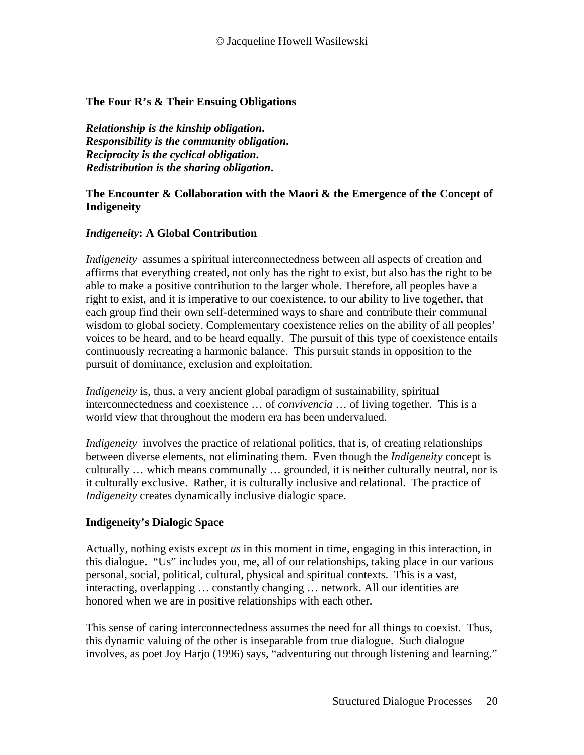**The Four R's & Their Ensuing Obligations**

***Relationship is the kinship obligation.***
***Responsibility is the community obligation.***
***Reciprocity is the cyclical obligation.***
***Redistribution is the sharing obligation.***

**The Encounter & Collaboration with the Maori & the Emergence of the Concept of Indigeneity**

***Indigeneity*: A Global Contribution**

*Indigeneity* assumes a spiritual interconnectedness between all aspects of creation and affirms that everything created, not only has the right to exist, but also has the right to be able to make a positive contribution to the larger whole. Therefore, all peoples have a right to exist, and it is imperative to our coexistence, to our ability to live together, that each group find their own self-determined ways to share and contribute their communal wisdom to global society. Complementary coexistence relies on the ability of all peoples' voices to be heard, and to be heard equally. The pursuit of this type of coexistence entails continuously recreating a harmonic balance. This pursuit stands in opposition to the pursuit of dominance, exclusion and exploitation.

*Indigeneity* is, thus, a very ancient global paradigm of sustainability, spiritual interconnectedness and coexistence … of *convivencia* … of living together. This is a world view that throughout the modern era has been undervalued.

*Indigeneity* involves the practice of relational politics, that is, of creating relationships between diverse elements, not eliminating them. Even though the *Indigeneity* concept is culturally … which means communally … grounded, it is neither culturally neutral, nor is it culturally exclusive. Rather, it is culturally inclusive and relational. The practice of *Indigeneity* creates dynamically inclusive dialogic space.

**Indigeneity's Dialogic Space**

Actually, nothing exists except *us* in this moment in time, engaging in this interaction, in this dialogue. "Us" includes you, me, all of our relationships, taking place in our various personal, social, political, cultural, physical and spiritual contexts. This is a vast, interacting, overlapping … constantly changing … network. All our identities are honored when we are in positive relationships with each other.

This sense of caring interconnectedness assumes the need for all things to coexist. Thus, this dynamic valuing of the other is inseparable from true dialogue. Such dialogue involves, as poet Joy Harjo (1996) says, "adventuring out through listening and learning."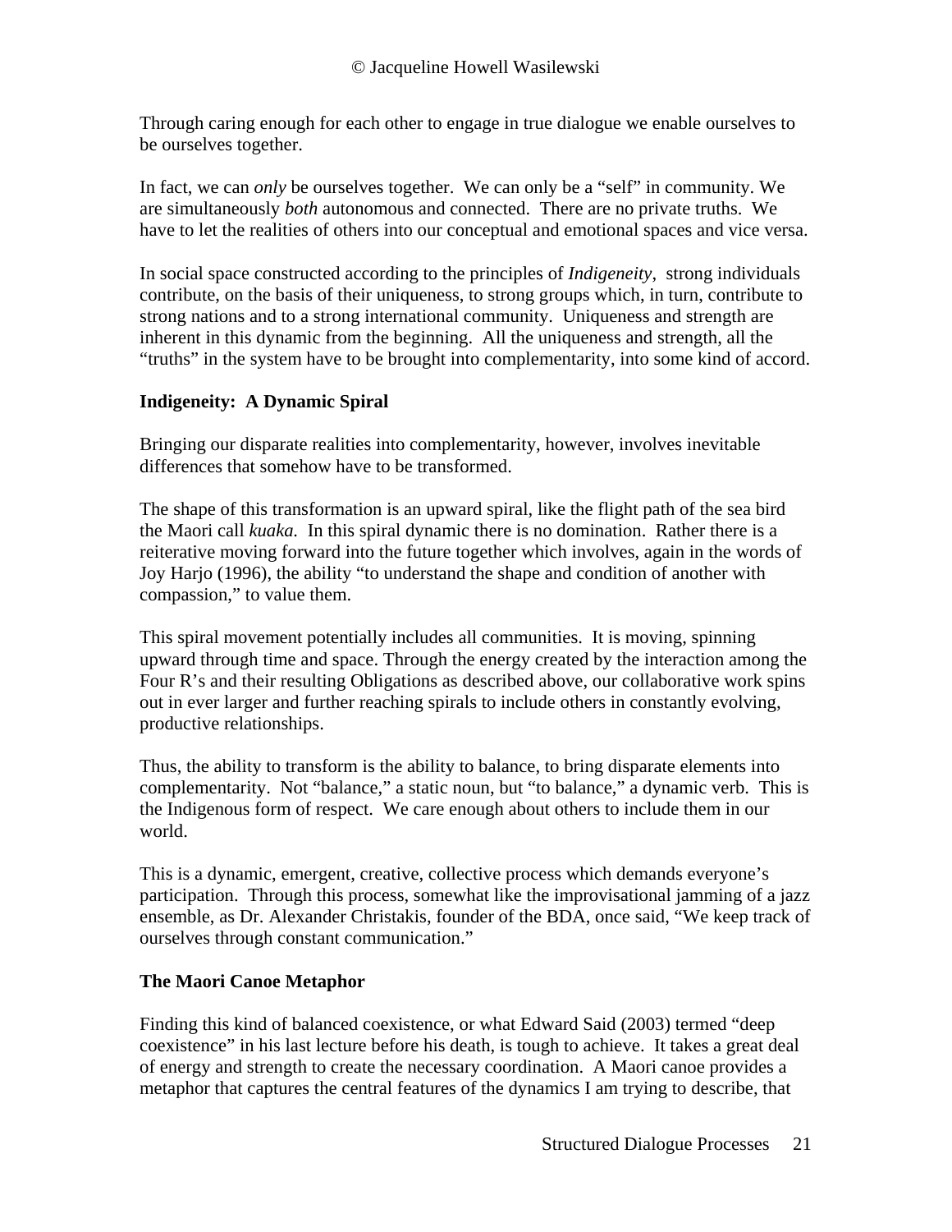Through caring enough for each other to engage in true dialogue we enable ourselves to be ourselves together.

In fact, we can *only* be ourselves together. We can only be a "self" in community. We are simultaneously *both* autonomous and connected. There are no private truths. We have to let the realities of others into our conceptual and emotional spaces and vice versa.

In social space constructed according to the principles of *Indigeneity*, strong individuals contribute, on the basis of their uniqueness, to strong groups which, in turn, contribute to strong nations and to a strong international community. Uniqueness and strength are inherent in this dynamic from the beginning. All the uniqueness and strength, all the "truths" in the system have to be brought into complementarity, into some kind of accord.

## Indigeneity: A Dynamic Spiral

Bringing our disparate realities into complementarity, however, involves inevitable differences that somehow have to be transformed.

The shape of this transformation is an upward spiral, like the flight path of the sea bird the Maori call *kuaka*. In this spiral dynamic there is no domination. Rather there is a reiterative moving forward into the future together which involves, again in the words of Joy Harjo (1996), the ability "to understand the shape and condition of another with compassion," to value them.

This spiral movement potentially includes all communities. It is moving, spinning upward through time and space. Through the energy created by the interaction among the Four R's and their resulting Obligations as described above, our collaborative work spins out in ever larger and further reaching spirals to include others in constantly evolving, productive relationships.

Thus, the ability to transform is the ability to balance, to bring disparate elements into complementarity. Not "balance," a static noun, but "to balance," a dynamic verb. This is the Indigenous form of respect. We care enough about others to include them in our world.

This is a dynamic, emergent, creative, collective process which demands everyone's participation. Through this process, somewhat like the improvisational jamming of a jazz ensemble, as Dr. Alexander Christakis, founder of the BDA, once said, "We keep track of ourselves through constant communication."

## The Maori Canoe Metaphor

Finding this kind of balanced coexistence, or what Edward Said (2003) termed "deep coexistence" in his last lecture before his death, is tough to achieve. It takes a great deal of energy and strength to create the necessary coordination. A Maori canoe provides a metaphor that captures the central features of the dynamics I am trying to describe, that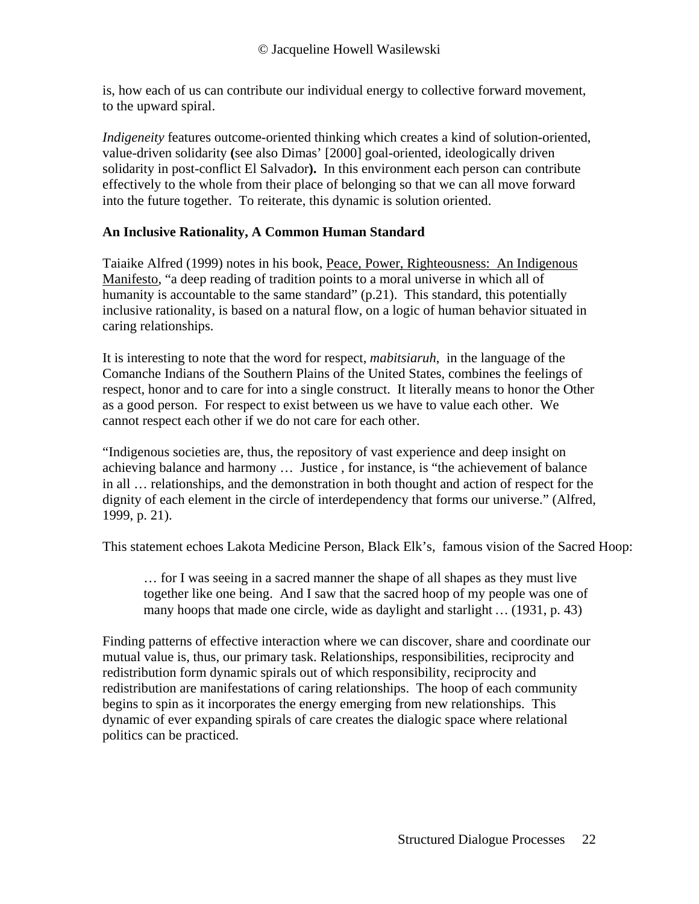is, how each of us can contribute our individual energy to collective forward movement, to the upward spiral.

*Indigeneity* features outcome-oriented thinking which creates a kind of solution-oriented, value-driven solidarity **(**see also Dimas' [2000] goal-oriented, ideologically driven solidarity in post-conflict El Salvador**).** In this environment each person can contribute effectively to the whole from their place of belonging so that we can all move forward into the future together. To reiterate, this dynamic is solution oriented.

**An Inclusive Rationality, A Common Human Standard**

Taiaike Alfred (1999) notes in his book, Peace, Power, Righteousness: An Indigenous Manifesto, "a deep reading of tradition points to a moral universe in which all of humanity is accountable to the same standard" (p.21). This standard, this potentially inclusive rationality, is based on a natural flow, on a logic of human behavior situated in caring relationships.

It is interesting to note that the word for respect, *mabitsiaruh*, in the language of the Comanche Indians of the Southern Plains of the United States, combines the feelings of respect, honor and to care for into a single construct. It literally means to honor the Other as a good person. For respect to exist between us we have to value each other. We cannot respect each other if we do not care for each other.

"Indigenous societies are, thus, the repository of vast experience and deep insight on achieving balance and harmony … Justice , for instance, is "the achievement of balance in all … relationships, and the demonstration in both thought and action of respect for the dignity of each element in the circle of interdependency that forms our universe." (Alfred, 1999, p. 21).

This statement echoes Lakota Medicine Person, Black Elk's, famous vision of the Sacred Hoop:

> … for I was seeing in a sacred manner the shape of all shapes as they must live together like one being. And I saw that the sacred hoop of my people was one of many hoops that made one circle, wide as daylight and starlight … (1931, p. 43)

Finding patterns of effective interaction where we can discover, share and coordinate our mutual value is, thus, our primary task. Relationships, responsibilities, reciprocity and redistribution form dynamic spirals out of which responsibility, reciprocity and redistribution are manifestations of caring relationships. The hoop of each community begins to spin as it incorporates the energy emerging from new relationships. This dynamic of ever expanding spirals of care creates the dialogic space where relational politics can be practiced.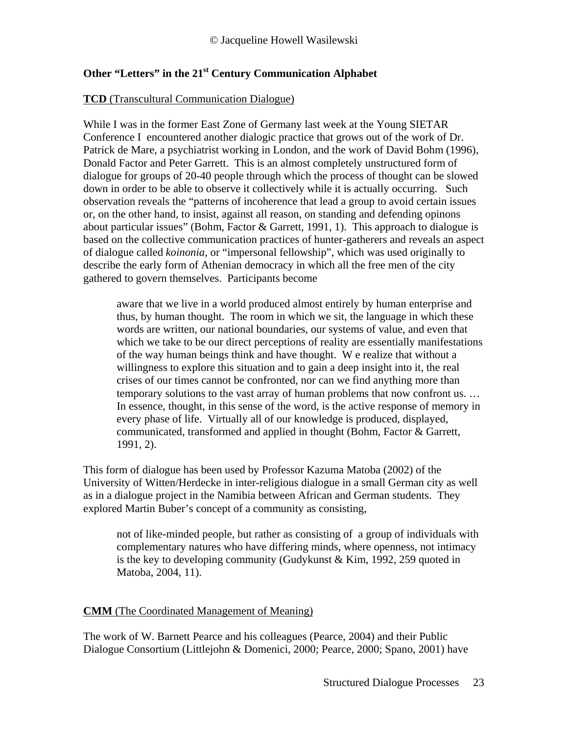## Other "Letters" in the 21st Century Communication Alphabet

**TCD** (Transcultural Communication Dialogue)

While I was in the former East Zone of Germany last week at the Young SIETAR Conference I encountered another dialogic practice that grows out of the work of Dr. Patrick de Mare, a psychiatrist working in London, and the work of David Bohm (1996), Donald Factor and Peter Garrett. This is an almost completely unstructured form of dialogue for groups of 20-40 people through which the process of thought can be slowed down in order to be able to observe it collectively while it is actually occurring. Such observation reveals the "patterns of incoherence that lead a group to avoid certain issues or, on the other hand, to insist, against all reason, on standing and defending opinons about particular issues" (Bohm, Factor & Garrett, 1991, 1). This approach to dialogue is based on the collective communication practices of hunter-gatherers and reveals an aspect of dialogue called *koinonia*, or "impersonal fellowship", which was used originally to describe the early form of Athenian democracy in which all the free men of the city gathered to govern themselves. Participants become

> aware that we live in a world produced almost entirely by human enterprise and thus, by human thought. The room in which we sit, the language in which these words are written, our national boundaries, our systems of value, and even that which we take to be our direct perceptions of reality are essentially manifestations of the way human beings think and have thought. W e realize that without a willingness to explore this situation and to gain a deep insight into it, the real crises of our times cannot be confronted, nor can we find anything more than temporary solutions to the vast array of human problems that now confront us. … In essence, thought, in this sense of the word, is the active response of memory in every phase of life. Virtually all of our knowledge is produced, displayed, communicated, transformed and applied in thought (Bohm, Factor & Garrett, 1991, 2).

This form of dialogue has been used by Professor Kazuma Matoba (2002) of the University of Witten/Herdecke in inter-religious dialogue in a small German city as well as in a dialogue project in the Namibia between African and German students. They explored Martin Buber's concept of a community as consisting,

> not of like-minded people, but rather as consisting of a group of individuals with complementary natures who have differing minds, where openness, not intimacy is the key to developing community (Gudykunst & Kim, 1992, 259 quoted in Matoba, 2004, 11).

**CMM** (The Coordinated Management of Meaning)

The work of W. Barnett Pearce and his colleagues (Pearce, 2004) and their Public Dialogue Consortium (Littlejohn & Domenici, 2000; Pearce, 2000; Spano, 2001) have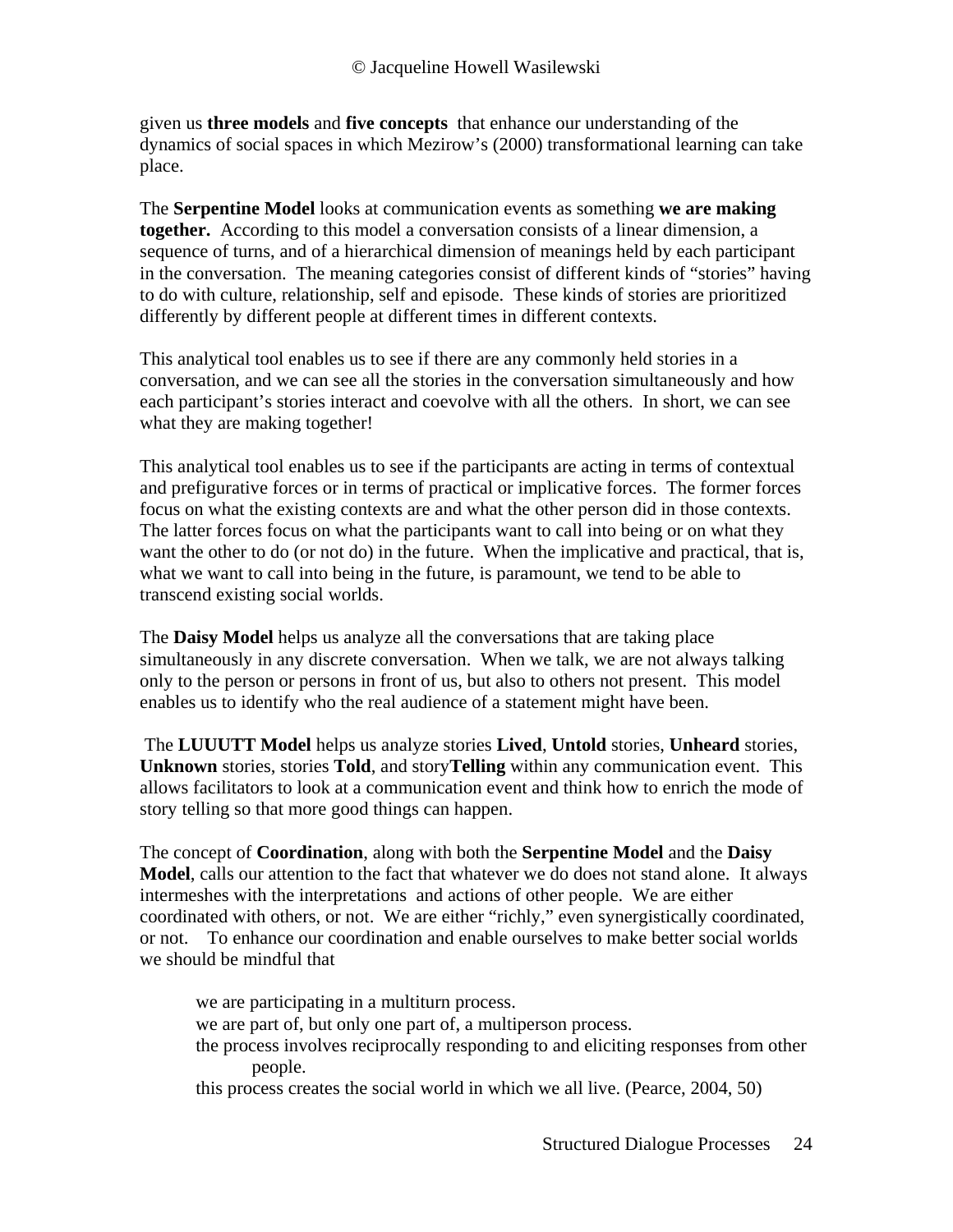given us **three models** and **five concepts** that enhance our understanding of the dynamics of social spaces in which Mezirow's (2000) transformational learning can take place.

The **Serpentine Model** looks at communication events as something **we are making together.** According to this model a conversation consists of a linear dimension, a sequence of turns, and of a hierarchical dimension of meanings held by each participant in the conversation. The meaning categories consist of different kinds of "stories" having to do with culture, relationship, self and episode. These kinds of stories are prioritized differently by different people at different times in different contexts.

This analytical tool enables us to see if there are any commonly held stories in a conversation, and we can see all the stories in the conversation simultaneously and how each participant's stories interact and coevolve with all the others. In short, we can see what they are making together!

This analytical tool enables us to see if the participants are acting in terms of contextual and prefigurative forces or in terms of practical or implicative forces. The former forces focus on what the existing contexts are and what the other person did in those contexts. The latter forces focus on what the participants want to call into being or on what they want the other to do (or not do) in the future. When the implicative and practical, that is, what we want to call into being in the future, is paramount, we tend to be able to transcend existing social worlds.

The **Daisy Model** helps us analyze all the conversations that are taking place simultaneously in any discrete conversation. When we talk, we are not always talking only to the person or persons in front of us, but also to others not present. This model enables us to identify who the real audience of a statement might have been.

The **LUUUTT Model** helps us analyze stories **Lived**, **Untold** stories, **Unheard** stories, **Unknown** stories, stories **Told**, and story**Telling** within any communication event. This allows facilitators to look at a communication event and think how to enrich the mode of story telling so that more good things can happen.

The concept of **Coordination**, along with both the **Serpentine Model** and the **Daisy Model**, calls our attention to the fact that whatever we do does not stand alone. It always intermeshes with the interpretations and actions of other people. We are either coordinated with others, or not. We are either "richly," even synergistically coordinated, or not. To enhance our coordination and enable ourselves to make better social worlds we should be mindful that

> we are participating in a multiturn process.
> we are part of, but only one part of, a multiperson process.
> the process involves reciprocally responding to and eliciting responses from other people.
> this process creates the social world in which we all live. (Pearce, 2004, 50)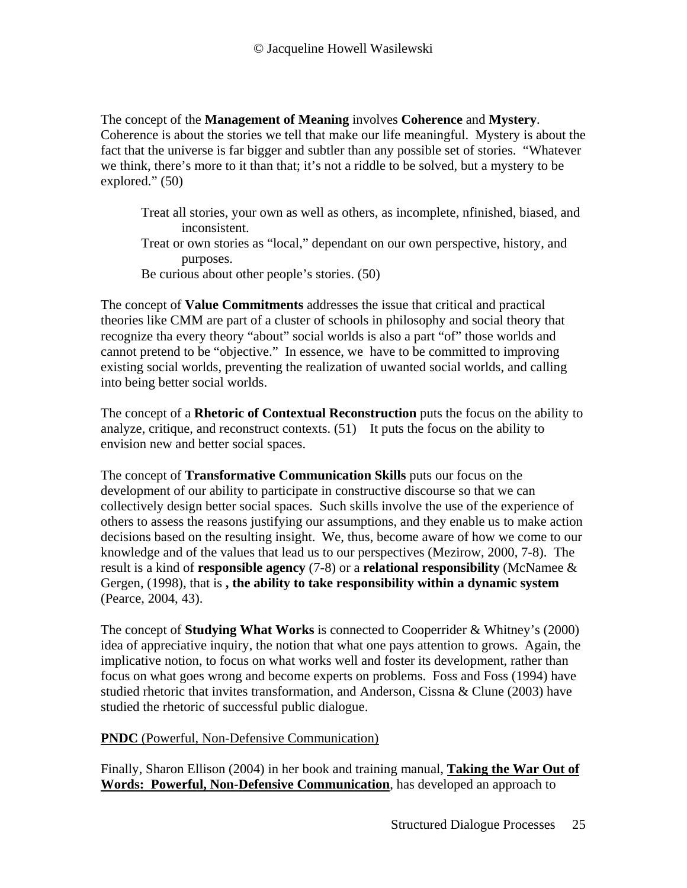The concept of the **Management of Meaning** involves **Coherence** and **Mystery**. Coherence is about the stories we tell that make our life meaningful. Mystery is about the fact that the universe is far bigger and subtler than any possible set of stories. "Whatever we think, there's more to it than that; it's not a riddle to be solved, but a mystery to be explored." (50)

> Treat all stories, your own as well as others, as incomplete, nfinished, biased, and inconsistent.
> Treat or own stories as "local," dependant on our own perspective, history, and purposes.
> Be curious about other people's stories. (50)

The concept of **Value Commitments** addresses the issue that critical and practical theories like CMM are part of a cluster of schools in philosophy and social theory that recognize tha every theory "about" social worlds is also a part "of" those worlds and cannot pretend to be "objective." In essence, we have to be committed to improving existing social worlds, preventing the realization of uwanted social worlds, and calling into being better social worlds.

The concept of a **Rhetoric of Contextual Reconstruction** puts the focus on the ability to analyze, critique, and reconstruct contexts. (51) It puts the focus on the ability to envision new and better social spaces.

The concept of **Transformative Communication Skills** puts our focus on the development of our ability to participate in constructive discourse so that we can collectively design better social spaces. Such skills involve the use of the experience of others to assess the reasons justifying our assumptions, and they enable us to make action decisions based on the resulting insight. We, thus, become aware of how we come to our knowledge and of the values that lead us to our perspectives (Mezirow, 2000, 7-8). The result is a kind of **responsible agency** (7-8) or a **relational responsibility** (McNamee & Gergen, (1998), that is **, the ability to take responsibility within a dynamic system** (Pearce, 2004, 43).

The concept of **Studying What Works** is connected to Cooperrider & Whitney's (2000) idea of appreciative inquiry, the notion that what one pays attention to grows. Again, the implicative notion, to focus on what works well and foster its development, rather than focus on what goes wrong and become experts on problems. Foss and Foss (1994) have studied rhetoric that invites transformation, and Anderson, Cissna & Clune (2003) have studied the rhetoric of successful public dialogue.

<u>**PNDC** (Powerful, Non-Defensive Communication)</u>

Finally, Sharon Ellison (2004) in her book and training manual, <u>**Taking the War Out of Words: Powerful, Non-Defensive Communication**</u>, has developed an approach to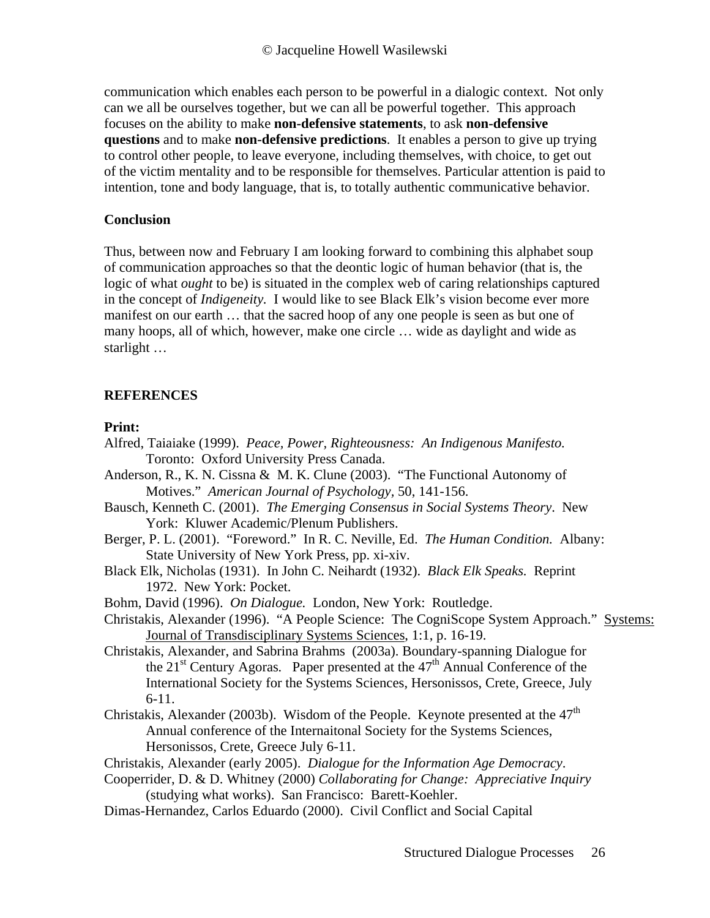communication which enables each person to be powerful in a dialogic context. Not only can we all be ourselves together, but we can all be powerful together. This approach focuses on the ability to make **non-defensive statements**, to ask **non-defensive questions** and to make **non-defensive predictions**. It enables a person to give up trying to control other people, to leave everyone, including themselves, with choice, to get out of the victim mentality and to be responsible for themselves. Particular attention is paid to intention, tone and body language, that is, to totally authentic communicative behavior.

**Conclusion**

Thus, between now and February I am looking forward to combining this alphabet soup of communication approaches so that the deontic logic of human behavior (that is, the logic of what *ought* to be) is situated in the complex web of caring relationships captured in the concept of *Indigeneity.* I would like to see Black Elk's vision become ever more manifest on our earth … that the sacred hoop of any one people is seen as but one of many hoops, all of which, however, make one circle … wide as daylight and wide as starlight …

**REFERENCES**

**Print:**

Alfred, Taiaiake (1999). *Peace, Power, Righteousness: An Indigenous Manifesto.* Toronto: Oxford University Press Canada.

Anderson, R., K. N. Cissna & M. K. Clune (2003). "The Functional Autonomy of Motives." *American Journal of Psychology*, 50, 141-156.

Bausch, Kenneth C. (2001). *The Emerging Consensus in Social Systems Theory*. New York: Kluwer Academic/Plenum Publishers.

Berger, P. L. (2001). "Foreword." In R. C. Neville, Ed. *The Human Condition.* Albany: State University of New York Press, pp. xi-xiv.

Black Elk, Nicholas (1931). In John C. Neihardt (1932). *Black Elk Speaks.* Reprint 1972. New York: Pocket.

Bohm, David (1996). *On Dialogue.* London, New York: Routledge.

Christakis, Alexander (1996). "A People Science: The CogniScope System Approach." Systems: Journal of Transdisciplinary Systems Sciences, 1:1, p. 16-19.

Christakis, Alexander, and Sabrina Brahms (2003a). Boundary-spanning Dialogue for the 21st Century Agoras. Paper presented at the 47th Annual Conference of the International Society for the Systems Sciences, Hersonissos, Crete, Greece, July 6-11.

Christakis, Alexander (2003b). Wisdom of the People. Keynote presented at the 47th Annual conference of the Internaitonal Society for the Systems Sciences, Hersonissos, Crete, Greece July 6-11.

Christakis, Alexander (early 2005). *Dialogue for the Information Age Democracy*.

Cooperrider, D. & D. Whitney (2000) *Collaborating for Change: Appreciative Inquiry* (studying what works). San Francisco: Barett-Koehler.

Dimas-Hernandez, Carlos Eduardo (2000). Civil Conflict and Social Capital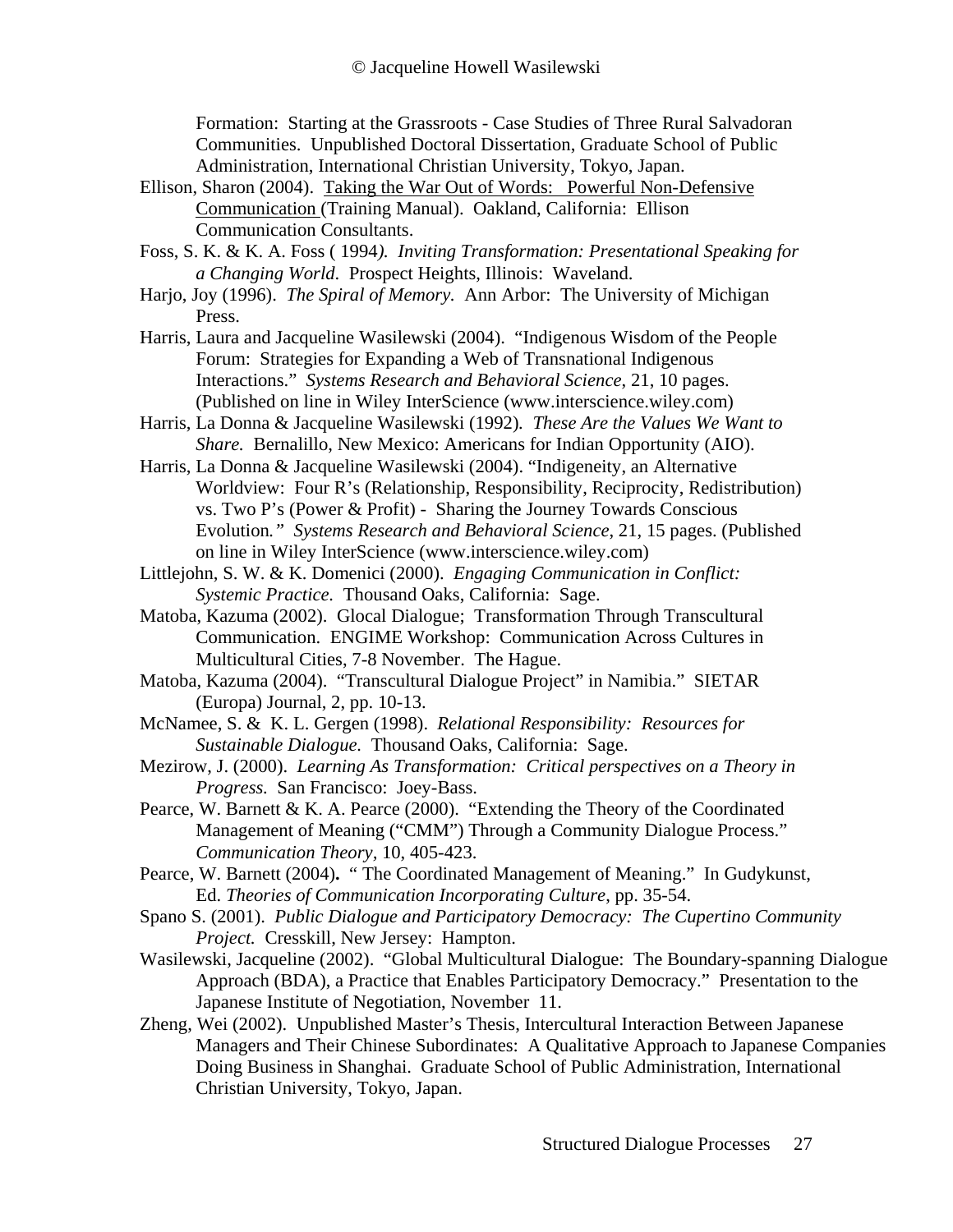Formation: Starting at the Grassroots - Case Studies of Three Rural Salvadoran Communities. Unpublished Doctoral Dissertation, Graduate School of Public Administration, International Christian University, Tokyo, Japan.

Ellison, Sharon (2004). Taking the War Out of Words: Powerful Non-Defensive Communication (Training Manual). Oakland, California: Ellison Communication Consultants.

Foss, S. K. & K. A. Foss ( 1994). *Inviting Transformation: Presentational Speaking for a Changing World*. Prospect Heights, Illinois: Waveland.

Harjo, Joy (1996). *The Spiral of Memory.* Ann Arbor: The University of Michigan Press.

Harris, Laura and Jacqueline Wasilewski (2004). "Indigenous Wisdom of the People Forum: Strategies for Expanding a Web of Transnational Indigenous Interactions." *Systems Research and Behavioral Science*, 21, 10 pages. (Published on line in Wiley InterScience (www.interscience.wiley.com)

Harris, La Donna & Jacqueline Wasilewski (1992). *These Are the Values We Want to Share.* Bernalillo, New Mexico: Americans for Indian Opportunity (AIO).

Harris, La Donna & Jacqueline Wasilewski (2004). "Indigeneity, an Alternative Worldview: Four R's (Relationship, Responsibility, Reciprocity, Redistribution) vs. Two P's (Power & Profit) - Sharing the Journey Towards Conscious Evolution." *Systems Research and Behavioral Science*, 21, 15 pages. (Published on line in Wiley InterScience (www.interscience.wiley.com)

Littlejohn, S. W. & K. Domenici (2000). *Engaging Communication in Conflict: Systemic Practice.* Thousand Oaks, California: Sage.

Matoba, Kazuma (2002). Glocal Dialogue; Transformation Through Transcultural Communication. ENGIME Workshop: Communication Across Cultures in Multicultural Cities, 7-8 November. The Hague.

Matoba, Kazuma (2004). "Transcultural Dialogue Project" in Namibia." SIETAR (Europa) Journal, 2, pp. 10-13.

McNamee, S. & K. L. Gergen (1998). *Relational Responsibility: Resources for Sustainable Dialogue.* Thousand Oaks, California: Sage.

Mezirow, J. (2000). *Learning As Transformation: Critical perspectives on a Theory in Progress.* San Francisco: Joey-Bass.

Pearce, W. Barnett & K. A. Pearce (2000). "Extending the Theory of the Coordinated Management of Meaning ("CMM") Through a Community Dialogue Process." *Communication Theory*, 10, 405-423.

Pearce, W. Barnett (2004). " The Coordinated Management of Meaning." In Gudykunst, Ed. *Theories of Communication Incorporating Culture*, pp. 35-54.

Spano S. (2001). *Public Dialogue and Participatory Democracy: The Cupertino Community Project.* Cresskill, New Jersey: Hampton.

Wasilewski, Jacqueline (2002). "Global Multicultural Dialogue: The Boundary-spanning Dialogue Approach (BDA), a Practice that Enables Participatory Democracy." Presentation to the Japanese Institute of Negotiation, November 11.

Zheng, Wei (2002). Unpublished Master's Thesis, Intercultural Interaction Between Japanese Managers and Their Chinese Subordinates: A Qualitative Approach to Japanese Companies Doing Business in Shanghai. Graduate School of Public Administration, International Christian University, Tokyo, Japan.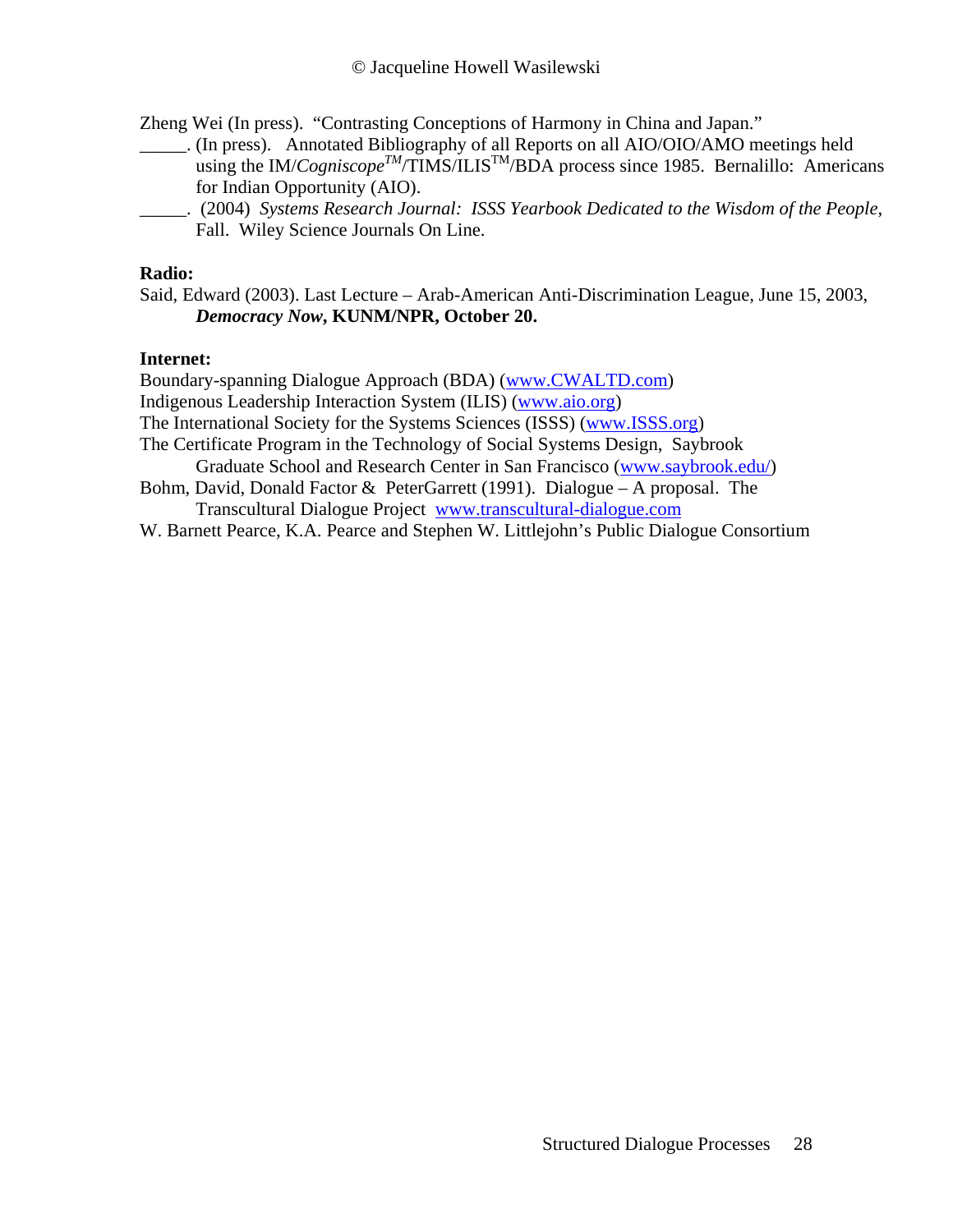Zheng Wei (In press). "Contrasting Conceptions of Harmony in China and Japan."

_____. (In press). Annotated Bibliography of all Reports on all AIO/OIO/AMO meetings held using the IM/*Cogniscope*™/TIMS/ILIS™/BDA process since 1985. Bernalillo: Americans for Indian Opportunity (AIO).

_____. (2004) *Systems Research Journal: ISSS Yearbook Dedicated to the Wisdom of the People*, Fall. Wiley Science Journals On Line.

**Radio:**

Said, Edward (2003). Last Lecture – Arab-American Anti-Discrimination League, June 15, 2003, ***Democracy Now*, KUNM/NPR, October 20.**

**Internet:**

Boundary-spanning Dialogue Approach (BDA) (www.CWALTD.com)

Indigenous Leadership Interaction System (ILIS) (www.aio.org)

The International Society for the Systems Sciences (ISSS) (www.ISSS.org)

The Certificate Program in the Technology of Social Systems Design, Saybrook Graduate School and Research Center in San Francisco (www.saybrook.edu/)

Bohm, David, Donald Factor & PeterGarrett (1991). Dialogue – A proposal. The Transcultural Dialogue Project www.transcultural-dialogue.com

W. Barnett Pearce, K.A. Pearce and Stephen W. Littlejohn's Public Dialogue Consortium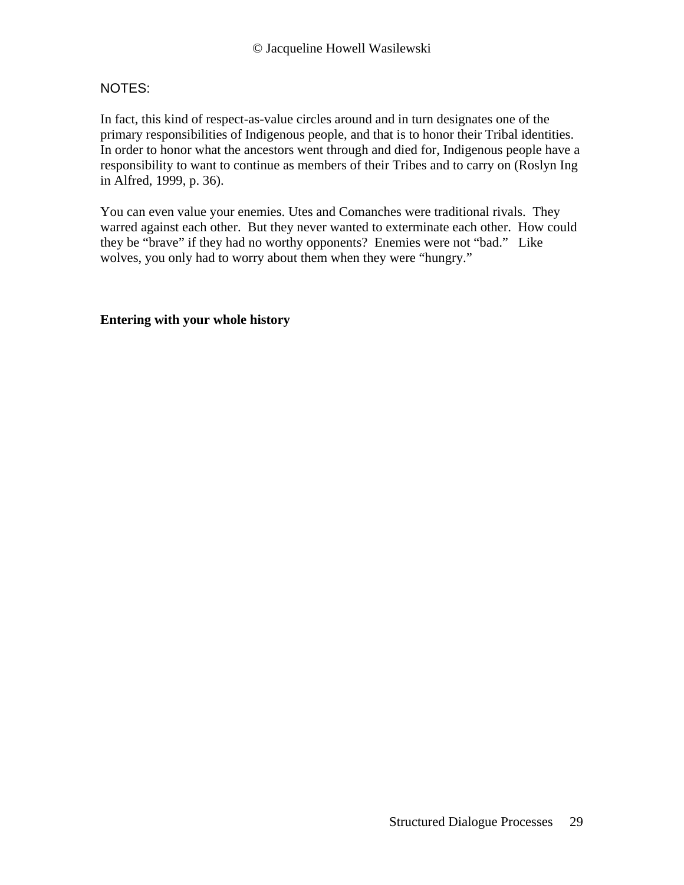NOTES:

In fact, this kind of respect-as-value circles around and in turn designates one of the primary responsibilities of Indigenous people, and that is to honor their Tribal identities. In order to honor what the ancestors went through and died for, Indigenous people have a responsibility to want to continue as members of their Tribes and to carry on (Roslyn Ing in Alfred, 1999, p. 36).

You can even value your enemies. Utes and Comanches were traditional rivals. They warred against each other. But they never wanted to exterminate each other. How could they be "brave" if they had no worthy opponents? Enemies were not "bad." Like wolves, you only had to worry about them when they were "hungry."

**Entering with your whole history**